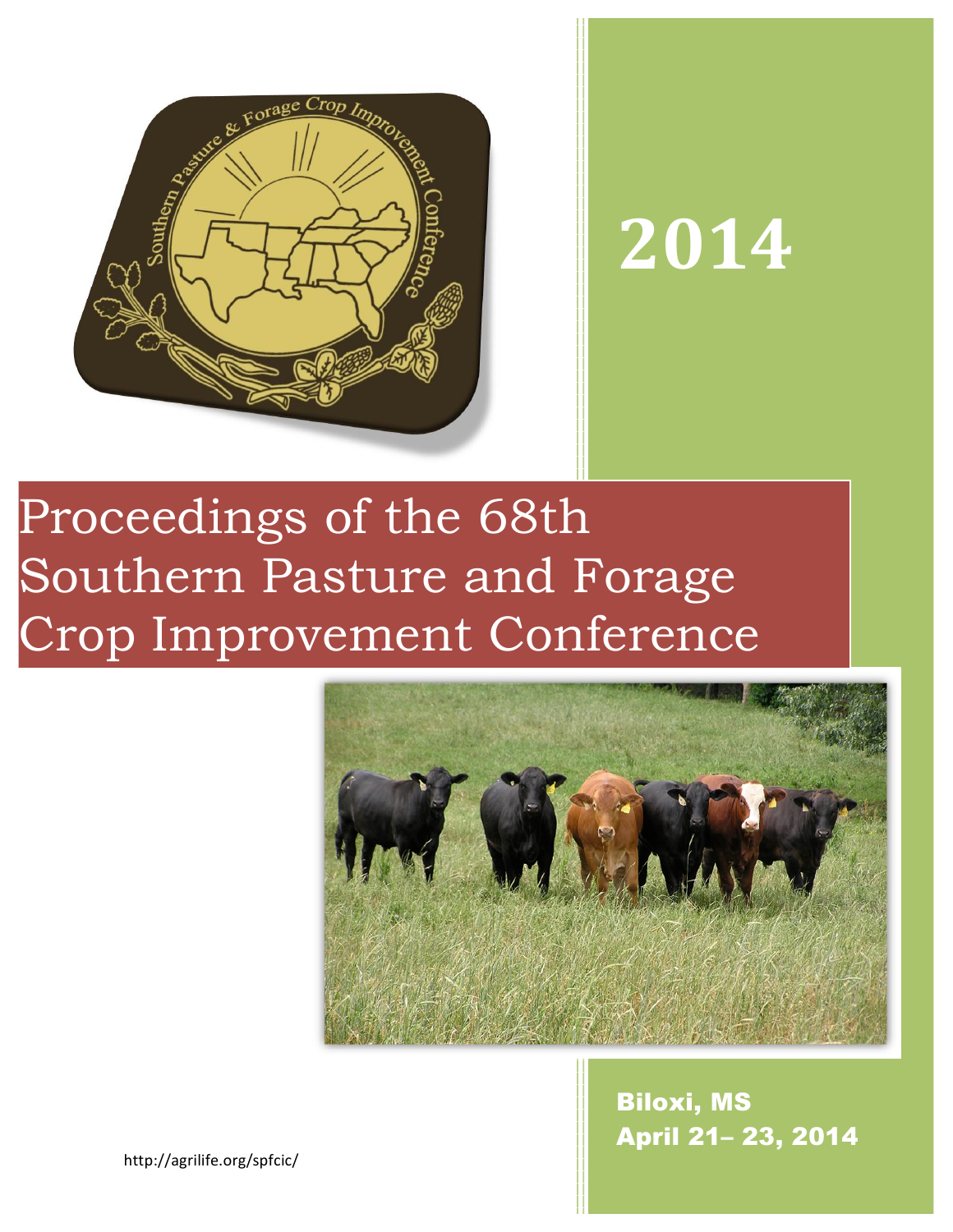# 2014

# Proceedings of the 68th Southern Pasture and Forage Crop Improvement Conference

Biloxi, MS
April 21– 23, 2014

http://agrilife.org/spfcic/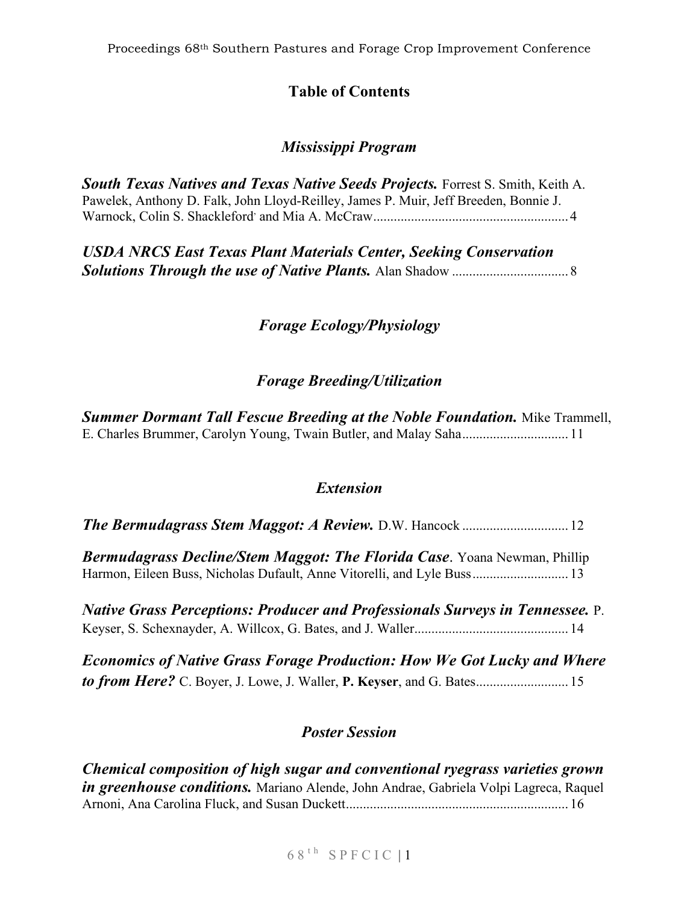# Table of Contents

## *Mississippi Program*

***South Texas Natives and Texas Native Seeds Projects.*** Forrest S. Smith, Keith A. Pawelek, Anthony D. Falk, John Lloyd-Reilley, James P. Muir, Jeff Breeden, Bonnie J. Warnock, Colin S. Shackleford, and Mia A. McCraw........................................................ 4

***USDA NRCS East Texas Plant Materials Center, Seeking Conservation Solutions Through the use of Native Plants.*** Alan Shadow ................................. 8

## *Forage Ecology/Physiology*

## *Forage Breeding/Utilization*

***Summer Dormant Tall Fescue Breeding at the Noble Foundation.*** Mike Trammell, E. Charles Brummer, Carolyn Young, Twain Butler, and Malay Saha.............................. 11

## *Extension*

***The Bermudagrass Stem Maggot: A Review.*** D.W. Hancock .............................. 12

***Bermudagrass Decline/Stem Maggot: The Florida Case***. Yoana Newman, Phillip Harmon, Eileen Buss, Nicholas Dufault, Anne Vitorelli, and Lyle Buss........................... 13

***Native Grass Perceptions: Producer and Professionals Surveys in Tennessee.*** P. Keyser, S. Schexnayder, A. Willcox, G. Bates, and J. Waller............................................ 14

***Economics of Native Grass Forage Production: How We Got Lucky and Where to from Here?*** C. Boyer, J. Lowe, J. Waller, **P. Keyser**, and G. Bates.......................... 15

## *Poster Session*

***Chemical composition of high sugar and conventional ryegrass varieties grown in greenhouse conditions.*** Mariano Alende, John Andrae, Gabriela Volpi Lagreca, Raquel Arnoni, Ana Carolina Fluck, and Susan Duckett................................................................ 16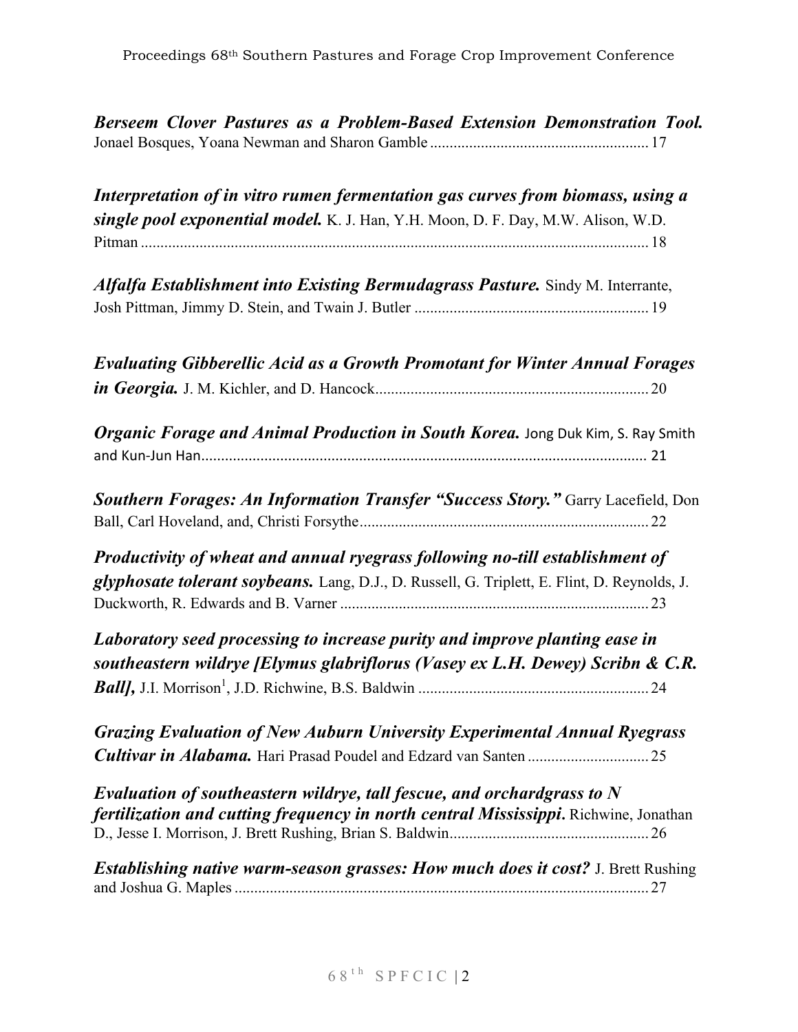***Berseem Clover Pastures as a Problem-Based Extension Demonstration Tool.*** Jonael Bosques, Yoana Newman and Sharon Gamble ........................................................ 17

***Interpretation of in vitro rumen fermentation gas curves from biomass, using a single pool exponential model.*** K. J. Han, Y.H. Moon, D. F. Day, M.W. Alison, W.D. Pitman .................................................................................................................................. 18

***Alfalfa Establishment into Existing Bermudagrass Pasture.*** Sindy M. Interrante, Josh Pittman, Jimmy D. Stein, and Twain J. Butler ............................................................ 19

***Evaluating Gibberellic Acid as a Growth Promotant for Winter Annual Forages in Georgia.*** J. M. Kichler, and D. Hancock...................................................................... 20

***Organic Forage and Animal Production in South Korea.*** Jong Duk Kim, S. Ray Smith and Kun-Jun Han................................................................................................................. 21

***Southern Forages: An Information Transfer "Success Story."*** Garry Lacefield, Don Ball, Carl Hoveland, and, Christi Forsythe........................................................................... 22

***Productivity of wheat and annual ryegrass following no-till establishment of glyphosate tolerant soybeans.*** Lang, D.J., D. Russell, G. Triplett, E. Flint, D. Reynolds, J. Duckworth, R. Edwards and B. Varner ............................................................................... 23

***Laboratory seed processing to increase purity and improve planting ease in southeastern wildrye [Elymus glabriflorus (Vasey ex L.H. Dewey) Scribn & C.R. Ball],*** J.I. Morrison[1], J.D. Richwine, B.S. Baldwin ........................................................... 24

***Grazing Evaluation of New Auburn University Experimental Annual Ryegrass Cultivar in Alabama.*** Hari Prasad Poudel and Edzard van Santen ............................... 25

***Evaluation of southeastern wildrye, tall fescue, and orchardgrass to N fertilization and cutting frequency in north central Mississippi.*** Richwine, Jonathan D., Jesse I. Morrison, J. Brett Rushing, Brian S. Baldwin................................................... 26

***Establishing native warm-season grasses: How much does it cost?*** J. Brett Rushing and Joshua G. Maples .......................................................................................................... 27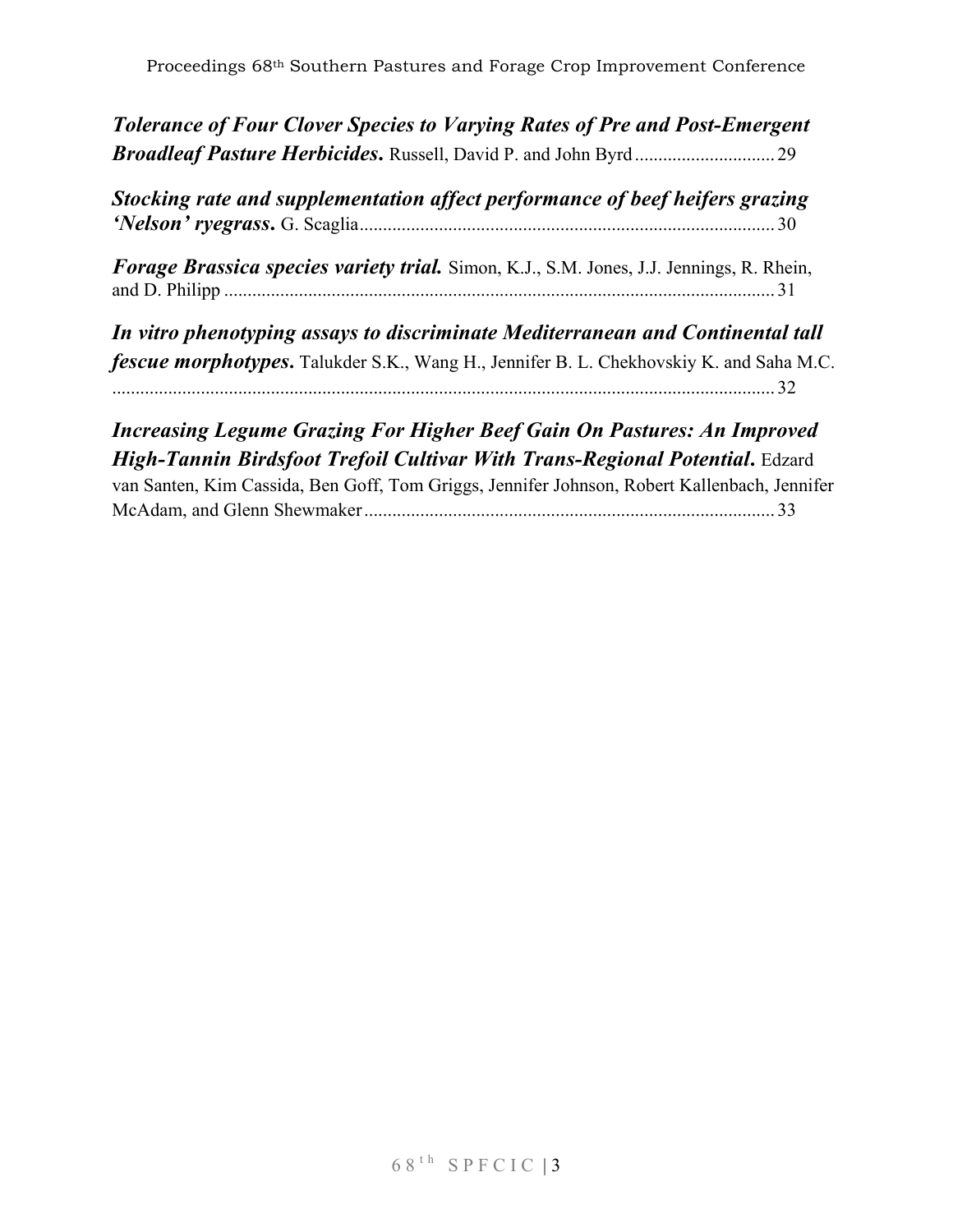***Tolerance of Four Clover Species to Varying Rates of Pre and Post-Emergent Broadleaf Pasture Herbicides.*** Russell, David P. and John Byrd .............................. 29

***Stocking rate and supplementation affect performance of beef heifers grazing 'Nelson' ryegrass.*** G. Scaglia .......................................................................................... 30

***Forage Brassica species variety trial.*** Simon, K.J., S.M. Jones, J.J. Jennings, R. Rhein, and D. Philipp ...................................................................................................................... 31

***In vitro phenotyping assays to discriminate Mediterranean and Continental tall fescue morphotypes.*** Talukder S.K., Wang H., Jennifer B. L. Chekhovskiy K. and Saha M.C. ................................................................................................................................ 32

***Increasing Legume Grazing For Higher Beef Gain On Pastures: An Improved High-Tannin Birdsfoot Trefoil Cultivar With Trans-Regional Potential.*** Edzard van Santen, Kim Cassida, Ben Goff, Tom Griggs, Jennifer Johnson, Robert Kallenbach, Jennifer McAdam, and Glenn Shewmaker ......................................................................................... 33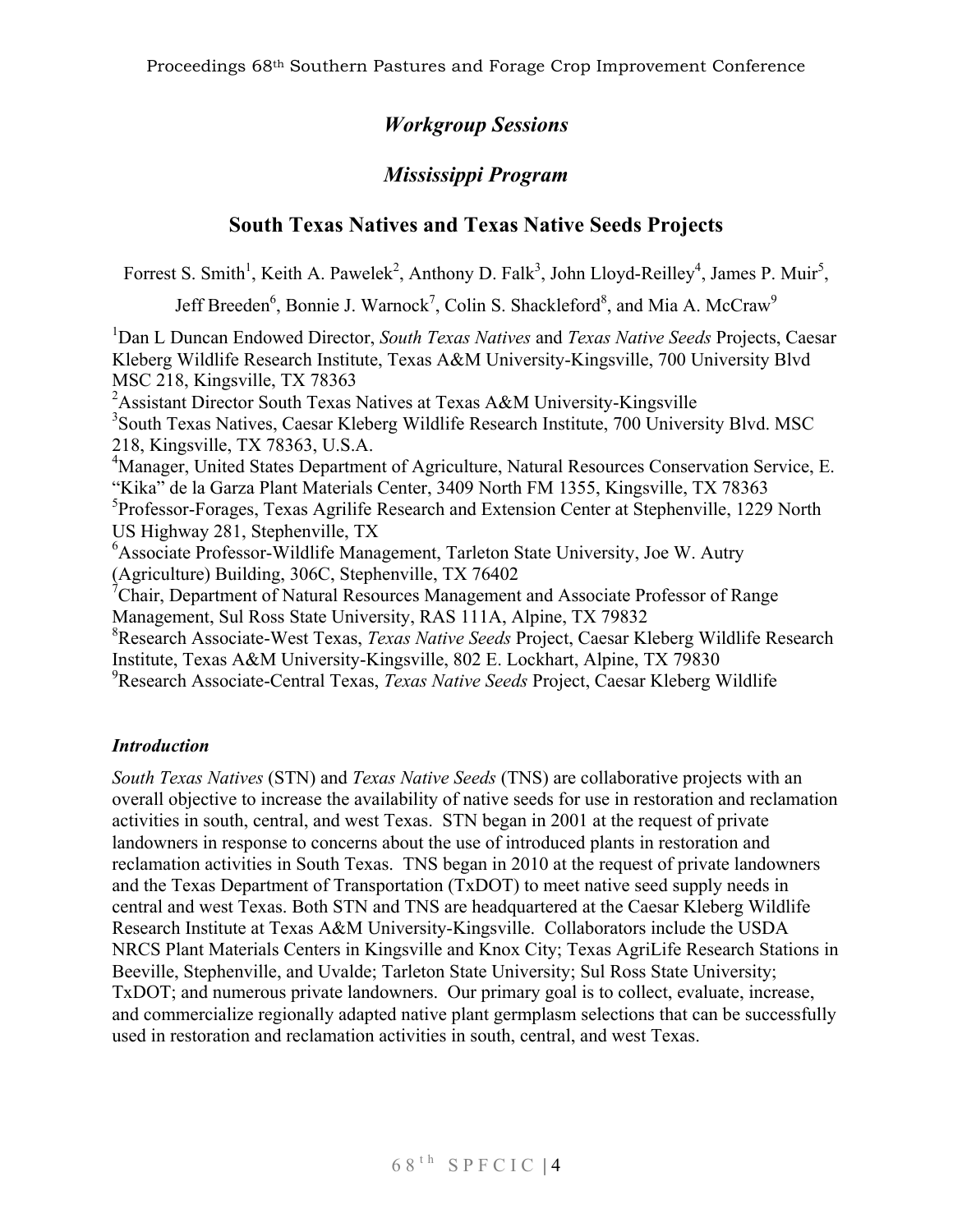## *Workgroup Sessions*

## *Mississippi Program*

# South Texas Natives and Texas Native Seeds Projects

Forrest S. Smith[1], Keith A. Pawelek[2], Anthony D. Falk[3], John Lloyd-Reilley[4], James P. Muir[5], Jeff Breeden[6], Bonnie J. Warnock[7], Colin S. Shackleford[8], and Mia A. McCraw[9]

[1]Dan L Duncan Endowed Director, *South Texas Natives* and *Texas Native Seeds* Projects, Caesar Kleberg Wildlife Research Institute, Texas A&M University-Kingsville, 700 University Blvd MSC 218, Kingsville, TX 78363

[2]Assistant Director South Texas Natives at Texas A&M University-Kingsville

[3]South Texas Natives, Caesar Kleberg Wildlife Research Institute, 700 University Blvd. MSC 218, Kingsville, TX 78363, U.S.A.

[4]Manager, United States Department of Agriculture, Natural Resources Conservation Service, E. "Kika" de la Garza Plant Materials Center, 3409 North FM 1355, Kingsville, TX 78363

[5]Professor-Forages, Texas Agrilife Research and Extension Center at Stephenville, 1229 North US Highway 281, Stephenville, TX

[6]Associate Professor-Wildlife Management, Tarleton State University, Joe W. Autry (Agriculture) Building, 306C, Stephenville, TX 76402

[7]Chair, Department of Natural Resources Management and Associate Professor of Range Management, Sul Ross State University, RAS 111A, Alpine, TX 79832

[8]Research Associate-West Texas, *Texas Native Seeds* Project, Caesar Kleberg Wildlife Research Institute, Texas A&M University-Kingsville, 802 E. Lockhart, Alpine, TX 79830

[9]Research Associate-Central Texas, *Texas Native Seeds* Project, Caesar Kleberg Wildlife

### *Introduction*

*South Texas Natives* (STN) and *Texas Native Seeds* (TNS) are collaborative projects with an overall objective to increase the availability of native seeds for use in restoration and reclamation activities in south, central, and west Texas. STN began in 2001 at the request of private landowners in response to concerns about the use of introduced plants in restoration and reclamation activities in South Texas. TNS began in 2010 at the request of private landowners and the Texas Department of Transportation (TxDOT) to meet native seed supply needs in central and west Texas. Both STN and TNS are headquartered at the Caesar Kleberg Wildlife Research Institute at Texas A&M University-Kingsville. Collaborators include the USDA NRCS Plant Materials Centers in Kingsville and Knox City; Texas AgriLife Research Stations in Beeville, Stephenville, and Uvalde; Tarleton State University; Sul Ross State University; TxDOT; and numerous private landowners. Our primary goal is to collect, evaluate, increase, and commercialize regionally adapted native plant germplasm selections that can be successfully used in restoration and reclamation activities in south, central, and west Texas.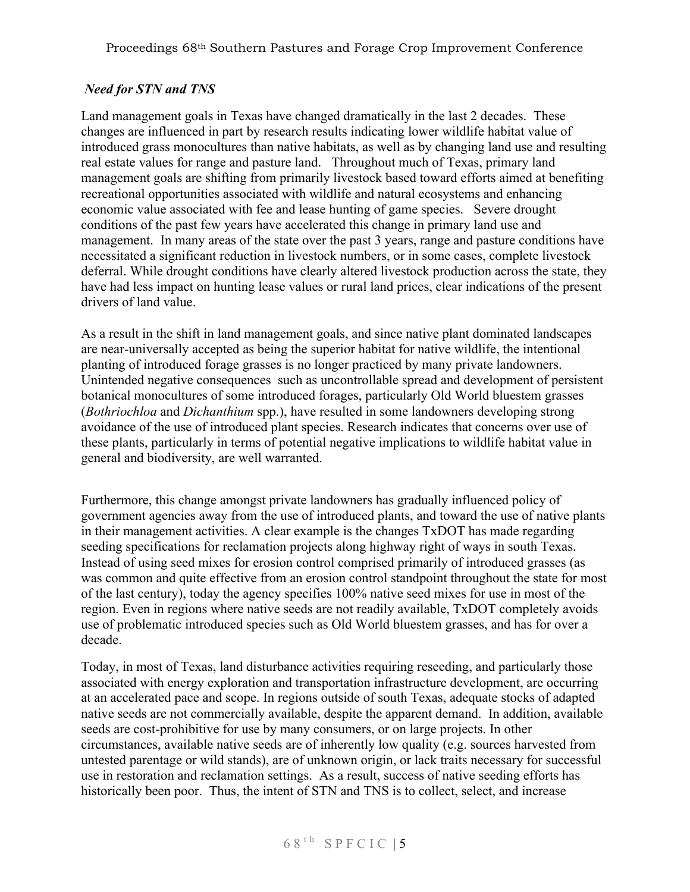### *Need for STN and TNS*

Land management goals in Texas have changed dramatically in the last 2 decades. These changes are influenced in part by research results indicating lower wildlife habitat value of introduced grass monocultures than native habitats, as well as by changing land use and resulting real estate values for range and pasture land. Throughout much of Texas, primary land management goals are shifting from primarily livestock based toward efforts aimed at benefiting recreational opportunities associated with wildlife and natural ecosystems and enhancing economic value associated with fee and lease hunting of game species. Severe drought conditions of the past few years have accelerated this change in primary land use and management. In many areas of the state over the past 3 years, range and pasture conditions have necessitated a significant reduction in livestock numbers, or in some cases, complete livestock deferral. While drought conditions have clearly altered livestock production across the state, they have had less impact on hunting lease values or rural land prices, clear indications of the present drivers of land value.

As a result in the shift in land management goals, and since native plant dominated landscapes are near-universally accepted as being the superior habitat for native wildlife, the intentional planting of introduced forage grasses is no longer practiced by many private landowners. Unintended negative consequences such as uncontrollable spread and development of persistent botanical monocultures of some introduced forages, particularly Old World bluestem grasses (*Bothriochloa* and *Dichanthium* spp.), have resulted in some landowners developing strong avoidance of the use of introduced plant species. Research indicates that concerns over use of these plants, particularly in terms of potential negative implications to wildlife habitat value in general and biodiversity, are well warranted.

Furthermore, this change amongst private landowners has gradually influenced policy of government agencies away from the use of introduced plants, and toward the use of native plants in their management activities. A clear example is the changes TxDOT has made regarding seeding specifications for reclamation projects along highway right of ways in south Texas. Instead of using seed mixes for erosion control comprised primarily of introduced grasses (as was common and quite effective from an erosion control standpoint throughout the state for most of the last century), today the agency specifies 100% native seed mixes for use in most of the region. Even in regions where native seeds are not readily available, TxDOT completely avoids use of problematic introduced species such as Old World bluestem grasses, and has for over a decade.

Today, in most of Texas, land disturbance activities requiring reseeding, and particularly those associated with energy exploration and transportation infrastructure development, are occurring at an accelerated pace and scope. In regions outside of south Texas, adequate stocks of adapted native seeds are not commercially available, despite the apparent demand. In addition, available seeds are cost-prohibitive for use by many consumers, or on large projects. In other circumstances, available native seeds are of inherently low quality (e.g. sources harvested from untested parentage or wild stands), are of unknown origin, or lack traits necessary for successful use in restoration and reclamation settings. As a result, success of native seeding efforts has historically been poor. Thus, the intent of STN and TNS is to collect, select, and increase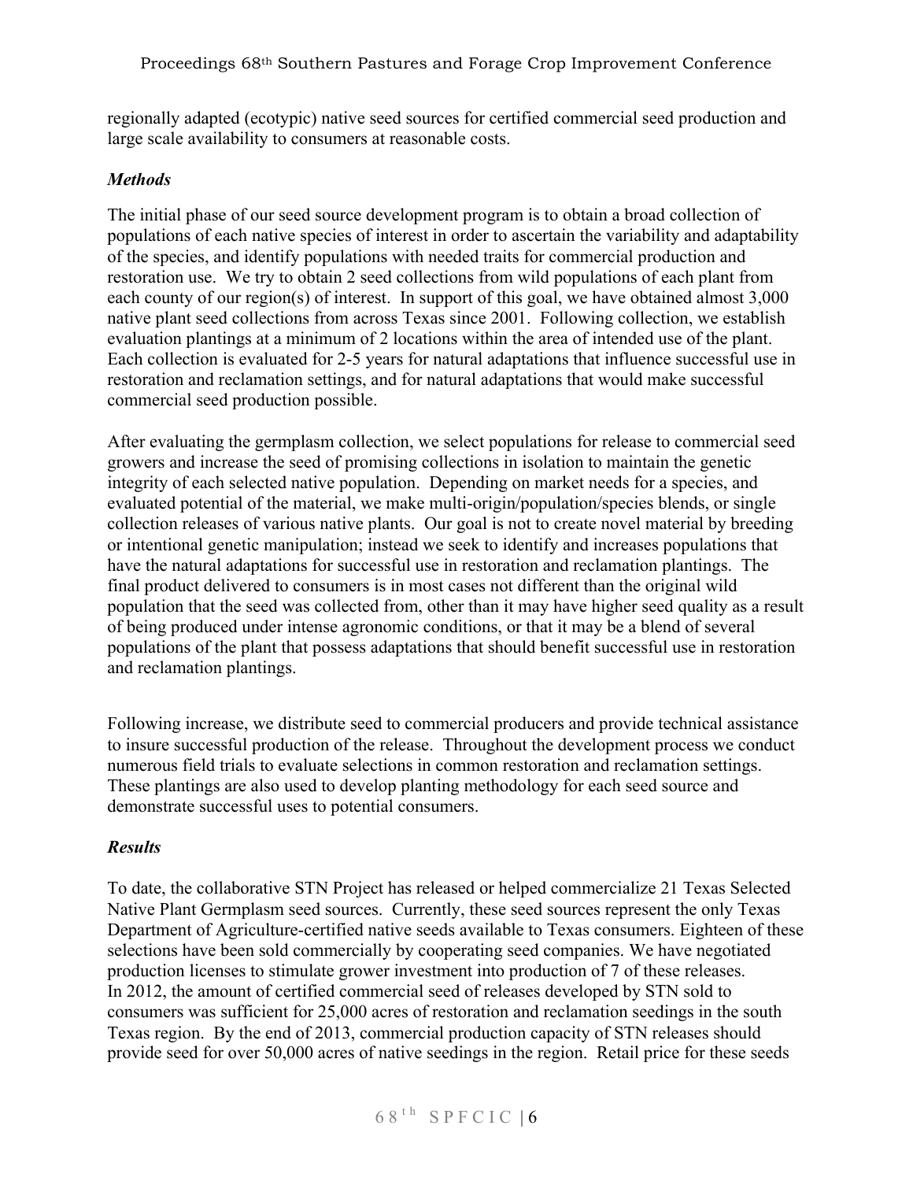regionally adapted (ecotypic) native seed sources for certified commercial seed production and large scale availability to consumers at reasonable costs.

### *Methods*

The initial phase of our seed source development program is to obtain a broad collection of populations of each native species of interest in order to ascertain the variability and adaptability of the species, and identify populations with needed traits for commercial production and restoration use. We try to obtain 2 seed collections from wild populations of each plant from each county of our region(s) of interest. In support of this goal, we have obtained almost 3,000 native plant seed collections from across Texas since 2001. Following collection, we establish evaluation plantings at a minimum of 2 locations within the area of intended use of the plant. Each collection is evaluated for 2-5 years for natural adaptations that influence successful use in restoration and reclamation settings, and for natural adaptations that would make successful commercial seed production possible.

After evaluating the germplasm collection, we select populations for release to commercial seed growers and increase the seed of promising collections in isolation to maintain the genetic integrity of each selected native population. Depending on market needs for a species, and evaluated potential of the material, we make multi-origin/population/species blends, or single collection releases of various native plants. Our goal is not to create novel material by breeding or intentional genetic manipulation; instead we seek to identify and increases populations that have the natural adaptations for successful use in restoration and reclamation plantings. The final product delivered to consumers is in most cases not different than the original wild population that the seed was collected from, other than it may have higher seed quality as a result of being produced under intense agronomic conditions, or that it may be a blend of several populations of the plant that possess adaptations that should benefit successful use in restoration and reclamation plantings.

Following increase, we distribute seed to commercial producers and provide technical assistance to insure successful production of the release. Throughout the development process we conduct numerous field trials to evaluate selections in common restoration and reclamation settings. These plantings are also used to develop planting methodology for each seed source and demonstrate successful uses to potential consumers.

### *Results*

To date, the collaborative STN Project has released or helped commercialize 21 Texas Selected Native Plant Germplasm seed sources. Currently, these seed sources represent the only Texas Department of Agriculture-certified native seeds available to Texas consumers. Eighteen of these selections have been sold commercially by cooperating seed companies. We have negotiated production licenses to stimulate grower investment into production of 7 of these releases.
In 2012, the amount of certified commercial seed of releases developed by STN sold to consumers was sufficient for 25,000 acres of restoration and reclamation seedings in the south Texas region. By the end of 2013, commercial production capacity of STN releases should provide seed for over 50,000 acres of native seedings in the region. Retail price for these seeds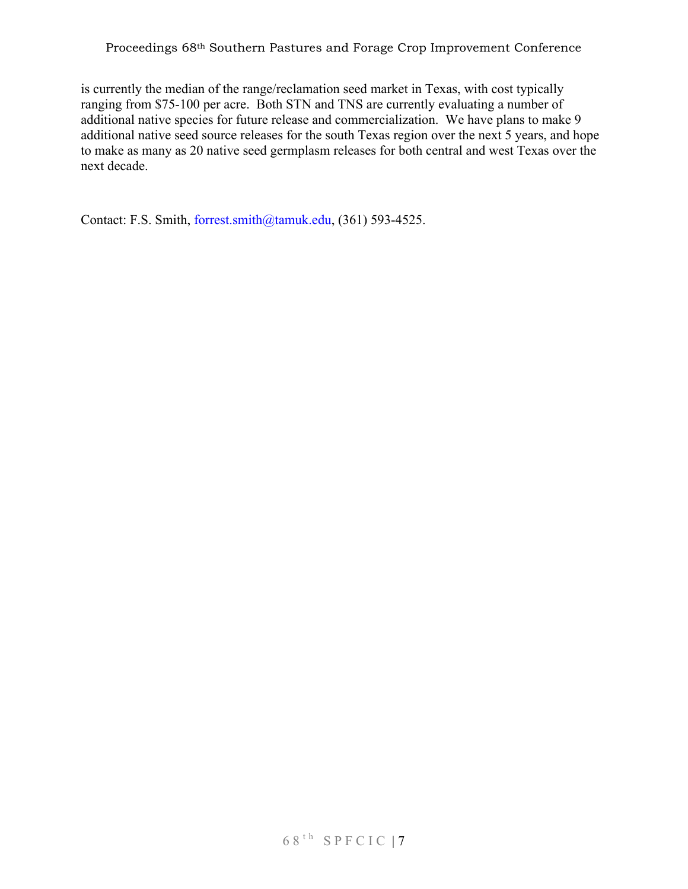is currently the median of the range/reclamation seed market in Texas, with cost typically ranging from $75-100 per acre. Both STN and TNS are currently evaluating a number of additional native species for future release and commercialization. We have plans to make 9 additional native seed source releases for the south Texas region over the next 5 years, and hope to make as many as 20 native seed germplasm releases for both central and west Texas over the next decade.

Contact: F.S. Smith, forrest.smith@tamuk.edu, (361) 593-4525.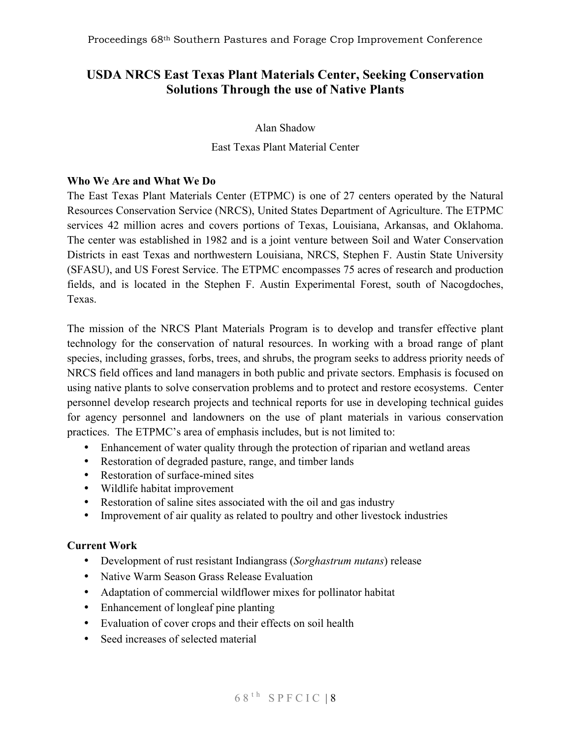# USDA NRCS East Texas Plant Materials Center, Seeking Conservation Solutions Through the use of Native Plants

Alan Shadow

East Texas Plant Material Center

**Who We Are and What We Do**

The East Texas Plant Materials Center (ETPMC) is one of 27 centers operated by the Natural Resources Conservation Service (NRCS), United States Department of Agriculture. The ETPMC services 42 million acres and covers portions of Texas, Louisiana, Arkansas, and Oklahoma. The center was established in 1982 and is a joint venture between Soil and Water Conservation Districts in east Texas and northwestern Louisiana, NRCS, Stephen F. Austin State University (SFASU), and US Forest Service. The ETPMC encompasses 75 acres of research and production fields, and is located in the Stephen F. Austin Experimental Forest, south of Nacogdoches, Texas.

The mission of the NRCS Plant Materials Program is to develop and transfer effective plant technology for the conservation of natural resources. In working with a broad range of plant species, including grasses, forbs, trees, and shrubs, the program seeks to address priority needs of NRCS field offices and land managers in both public and private sectors. Emphasis is focused on using native plants to solve conservation problems and to protect and restore ecosystems. Center personnel develop research projects and technical reports for use in developing technical guides for agency personnel and landowners on the use of plant materials in various conservation practices. The ETPMC's area of emphasis includes, but is not limited to:

- Enhancement of water quality through the protection of riparian and wetland areas
- Restoration of degraded pasture, range, and timber lands
- Restoration of surface-mined sites
- Wildlife habitat improvement
- Restoration of saline sites associated with the oil and gas industry
- Improvement of air quality as related to poultry and other livestock industries

**Current Work**

- Development of rust resistant Indiangrass (*Sorghastrum nutans*) release
- Native Warm Season Grass Release Evaluation
- Adaptation of commercial wildflower mixes for pollinator habitat
- Enhancement of longleaf pine planting
- Evaluation of cover crops and their effects on soil health
- Seed increases of selected material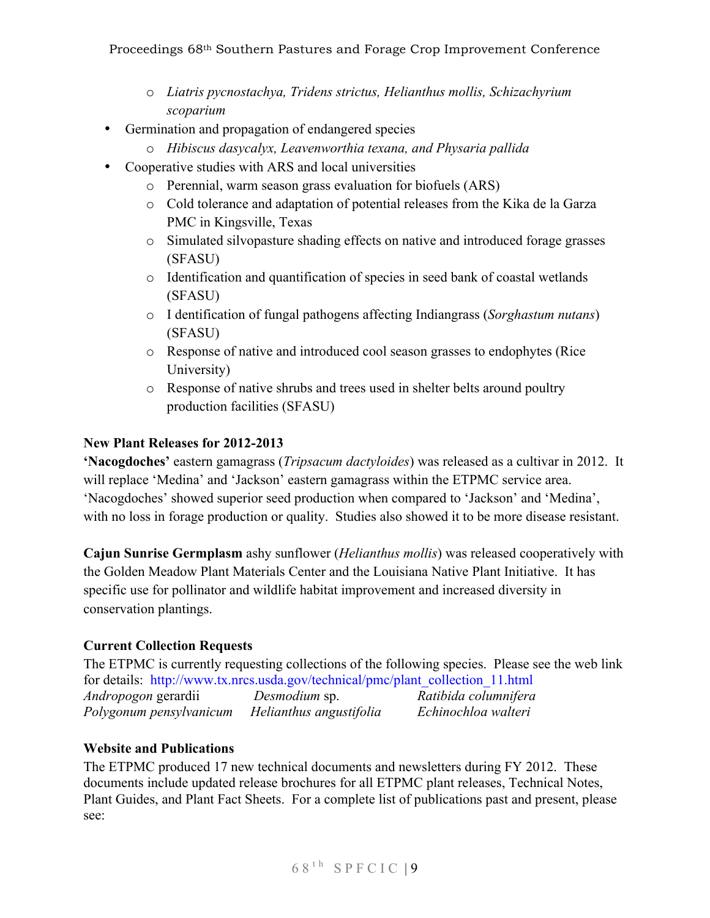- *Liatris pycnostachya, Tridens strictus, Helianthus mollis, Schizachyrium scoparium*
- Germination and propagation of endangered species
    - *Hibiscus dasycalyx, Leavenworthia texana, and Physaria pallida*
- Cooperative studies with ARS and local universities
    - Perennial, warm season grass evaluation for biofuels (ARS)
    - Cold tolerance and adaptation of potential releases from the Kika de la Garza PMC in Kingsville, Texas
    - Simulated silvopasture shading effects on native and introduced forage grasses (SFASU)
    - Identification and quantification of species in seed bank of coastal wetlands (SFASU)
    - I dentification of fungal pathogens affecting Indiangrass (*Sorghastum nutans*) (SFASU)
    - Response of native and introduced cool season grasses to endophytes (Rice University)
    - Response of native shrubs and trees used in shelter belts around poultry production facilities (SFASU)

**New Plant Releases for 2012-2013**

**'Nacogdoches'** eastern gamagrass (*Tripsacum dactyloides*) was released as a cultivar in 2012. It will replace 'Medina' and 'Jackson' eastern gamagrass within the ETPMC service area. 'Nacogdoches' showed superior seed production when compared to 'Jackson' and 'Medina', with no loss in forage production or quality. Studies also showed it to be more disease resistant.

**Cajun Sunrise Germplasm** ashy sunflower (*Helianthus mollis*) was released cooperatively with the Golden Meadow Plant Materials Center and the Louisiana Native Plant Initiative. It has specific use for pollinator and wildlife habitat improvement and increased diversity in conservation plantings.

**Current Collection Requests**

The ETPMC is currently requesting collections of the following species. Please see the web link for details: http://www.tx.nrcs.usda.gov/technical/pmc/plant_collection_11.html

| | | |
|---|---|---|
| *Andropogon* gerardii | *Desmodium* sp. | *Ratibida columnifera* |
| *Polygonum pensylvanicum* | *Helianthus angustifolia* | *Echinochloa walteri* |

**Website and Publications**

The ETPMC produced 17 new technical documents and newsletters during FY 2012. These documents include updated release brochures for all ETPMC plant releases, Technical Notes, Plant Guides, and Plant Fact Sheets. For a complete list of publications past and present, please see: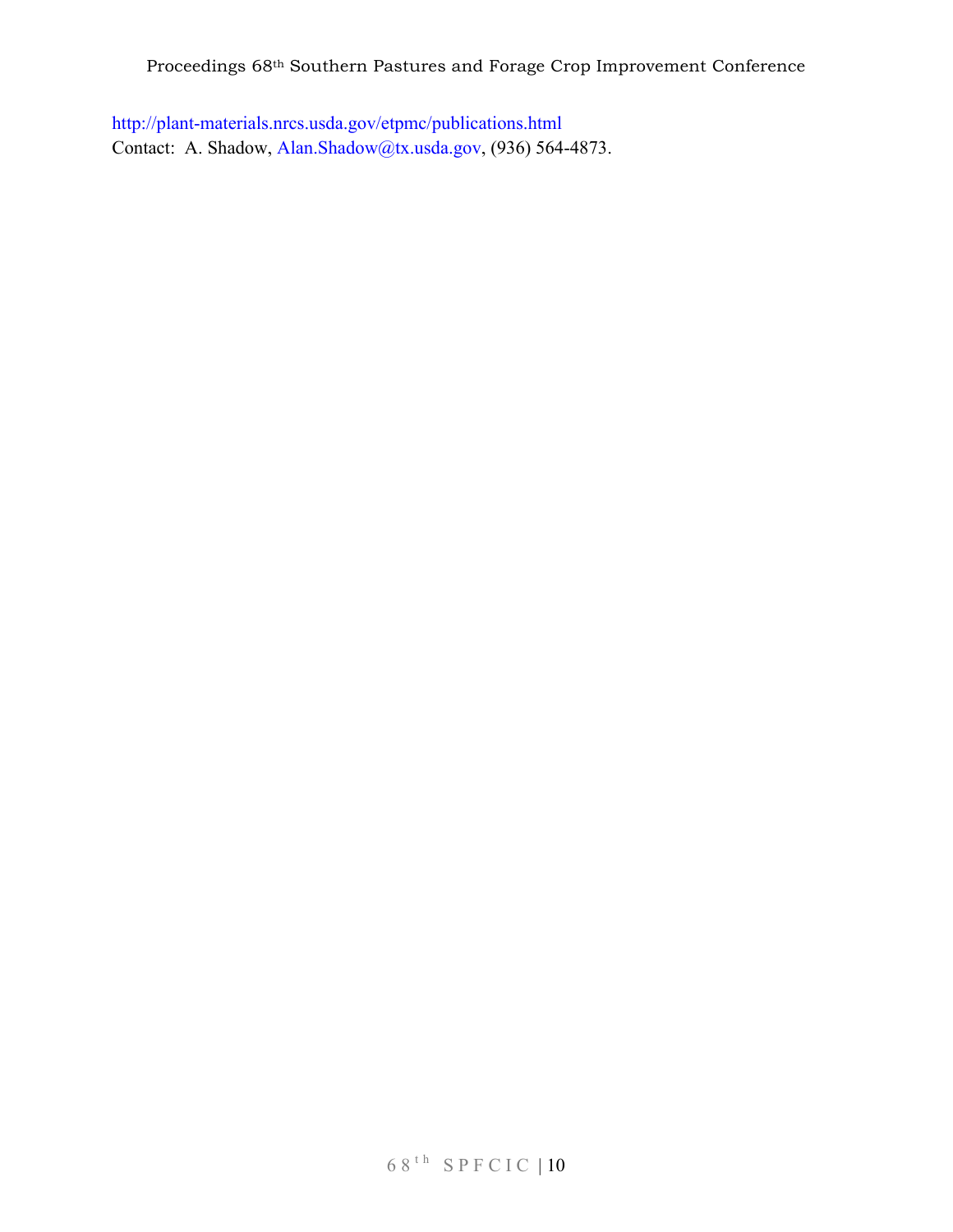http://plant-materials.nrcs.usda.gov/etpmc/publications.html
Contact: A. Shadow, Alan.Shadow@tx.usda.gov, (936) 564-4873.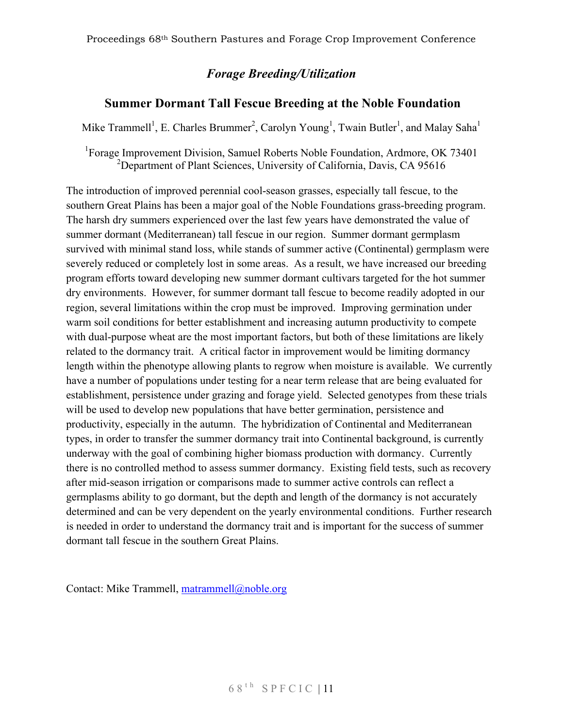## *Forage Breeding/Utilization*

### Summer Dormant Tall Fescue Breeding at the Noble Foundation

Mike Trammell[1], E. Charles Brummer[2], Carolyn Young[1], Twain Butler[1], and Malay Saha[1]

[1]Forage Improvement Division, Samuel Roberts Noble Foundation, Ardmore, OK 73401
[2]Department of Plant Sciences, University of California, Davis, CA 95616

The introduction of improved perennial cool-season grasses, especially tall fescue, to the southern Great Plains has been a major goal of the Noble Foundations grass-breeding program. The harsh dry summers experienced over the last few years have demonstrated the value of summer dormant (Mediterranean) tall fescue in our region. Summer dormant germplasm survived with minimal stand loss, while stands of summer active (Continental) germplasm were severely reduced or completely lost in some areas. As a result, we have increased our breeding program efforts toward developing new summer dormant cultivars targeted for the hot summer dry environments. However, for summer dormant tall fescue to become readily adopted in our region, several limitations within the crop must be improved. Improving germination under warm soil conditions for better establishment and increasing autumn productivity to compete with dual-purpose wheat are the most important factors, but both of these limitations are likely related to the dormancy trait. A critical factor in improvement would be limiting dormancy length within the phenotype allowing plants to regrow when moisture is available. We currently have a number of populations under testing for a near term release that are being evaluated for establishment, persistence under grazing and forage yield. Selected genotypes from these trials will be used to develop new populations that have better germination, persistence and productivity, especially in the autumn. The hybridization of Continental and Mediterranean types, in order to transfer the summer dormancy trait into Continental background, is currently underway with the goal of combining higher biomass production with dormancy. Currently there is no controlled method to assess summer dormancy. Existing field tests, such as recovery after mid-season irrigation or comparisons made to summer active controls can reflect a germplasms ability to go dormant, but the depth and length of the dormancy is not accurately determined and can be very dependent on the yearly environmental conditions. Further research is needed in order to understand the dormancy trait and is important for the success of summer dormant tall fescue in the southern Great Plains.

Contact: Mike Trammell, matrammell@noble.org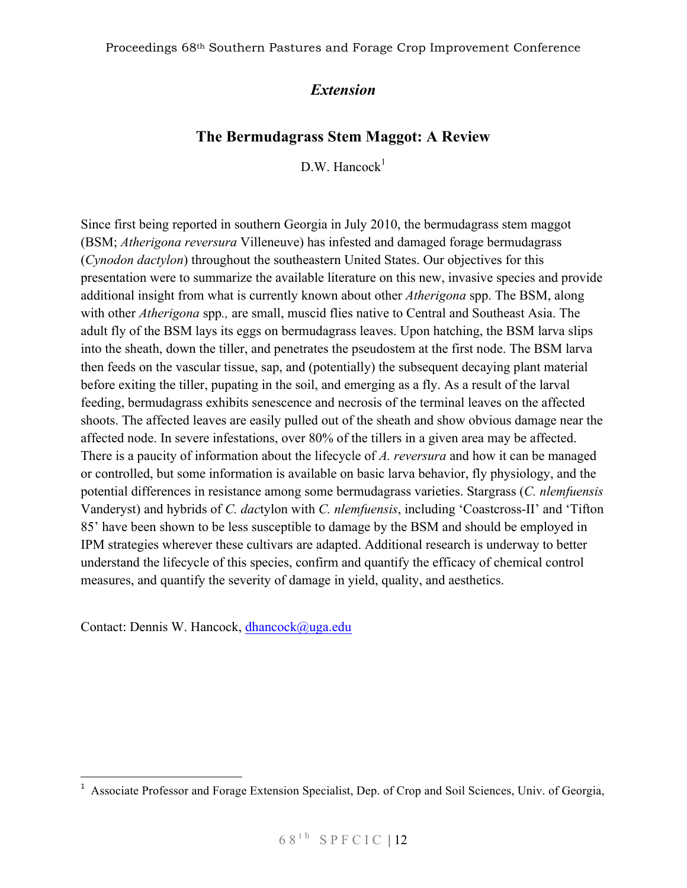## *Extension*

# The Bermudagrass Stem Maggot: A Review

D.W. Hancock[1]

Since first being reported in southern Georgia in July 2010, the bermudagrass stem maggot (BSM; *Atherigona reversura* Villeneuve) has infested and damaged forage bermudagrass (*Cynodon dactylon*) throughout the southeastern United States. Our objectives for this presentation were to summarize the available literature on this new, invasive species and provide additional insight from what is currently known about other *Atherigona* spp. The BSM, along with other *Atherigona* spp*.,* are small, muscid flies native to Central and Southeast Asia. The adult fly of the BSM lays its eggs on bermudagrass leaves. Upon hatching, the BSM larva slips into the sheath, down the tiller, and penetrates the pseudostem at the first node. The BSM larva then feeds on the vascular tissue, sap, and (potentially) the subsequent decaying plant material before exiting the tiller, pupating in the soil, and emerging as a fly. As a result of the larval feeding, bermudagrass exhibits senescence and necrosis of the terminal leaves on the affected shoots. The affected leaves are easily pulled out of the sheath and show obvious damage near the affected node. In severe infestations, over 80% of the tillers in a given area may be affected. There is a paucity of information about the lifecycle of *A. reversura* and how it can be managed or controlled, but some information is available on basic larva behavior, fly physiology, and the potential differences in resistance among some bermudagrass varieties. Stargrass (*C. nlemfuensis* Vanderyst) and hybrids of *C. dac*tylon with *C. nlemfuensis*, including 'Coastcross-II' and 'Tifton 85' have been shown to be less susceptible to damage by the BSM and should be employed in IPM strategies wherever these cultivars are adapted. Additional research is underway to better understand the lifecycle of this species, confirm and quantify the efficacy of chemical control measures, and quantify the severity of damage in yield, quality, and aesthetics.

Contact: Dennis W. Hancock, dhancock@uga.edu

[1] Associate Professor and Forage Extension Specialist, Dep. of Crop and Soil Sciences, Univ. of Georgia,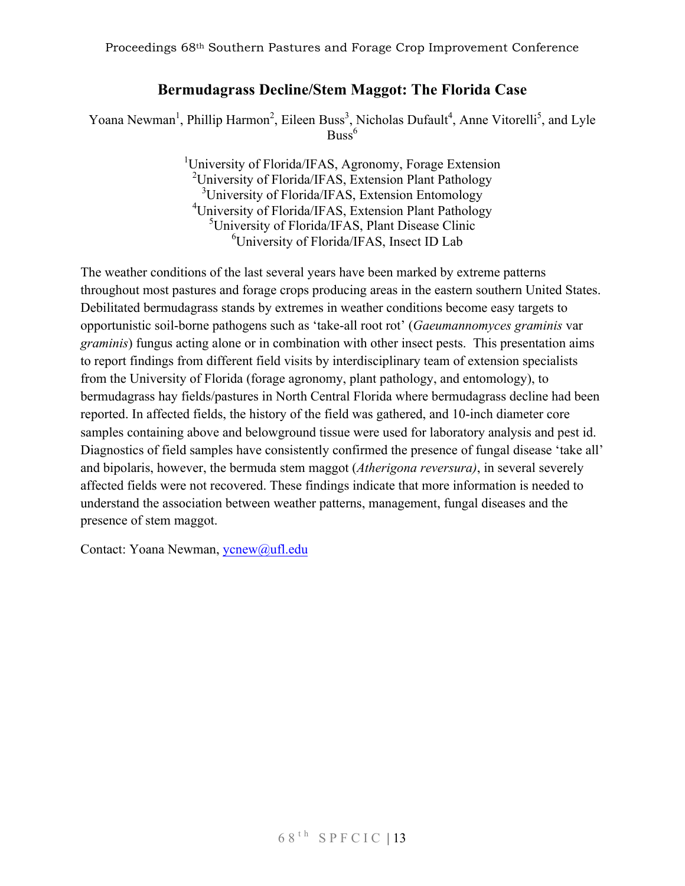# Bermudagrass Decline/Stem Maggot: The Florida Case

Yoana Newman[1], Phillip Harmon[2], Eileen Buss[3], Nicholas Dufault[4], Anne Vitorelli[5], and Lyle Buss[6]

[1]University of Florida/IFAS, Agronomy, Forage Extension
[2]University of Florida/IFAS, Extension Plant Pathology
[3]University of Florida/IFAS, Extension Entomology
[4]University of Florida/IFAS, Extension Plant Pathology
[5]University of Florida/IFAS, Plant Disease Clinic
[6]University of Florida/IFAS, Insect ID Lab

The weather conditions of the last several years have been marked by extreme patterns throughout most pastures and forage crops producing areas in the eastern southern United States. Debilitated bermudagrass stands by extremes in weather conditions become easy targets to opportunistic soil-borne pathogens such as 'take-all root rot' (*Gaeumannomyces graminis* var *graminis*) fungus acting alone or in combination with other insect pests. This presentation aims to report findings from different field visits by interdisciplinary team of extension specialists from the University of Florida (forage agronomy, plant pathology, and entomology), to bermudagrass hay fields/pastures in North Central Florida where bermudagrass decline had been reported. In affected fields, the history of the field was gathered, and 10-inch diameter core samples containing above and belowground tissue were used for laboratory analysis and pest id. Diagnostics of field samples have consistently confirmed the presence of fungal disease 'take all' and bipolaris, however, the bermuda stem maggot (*Atherigona reversura)*, in several severely affected fields were not recovered. These findings indicate that more information is needed to understand the association between weather patterns, management, fungal diseases and the presence of stem maggot.

Contact: Yoana Newman, ycnew@ufl.edu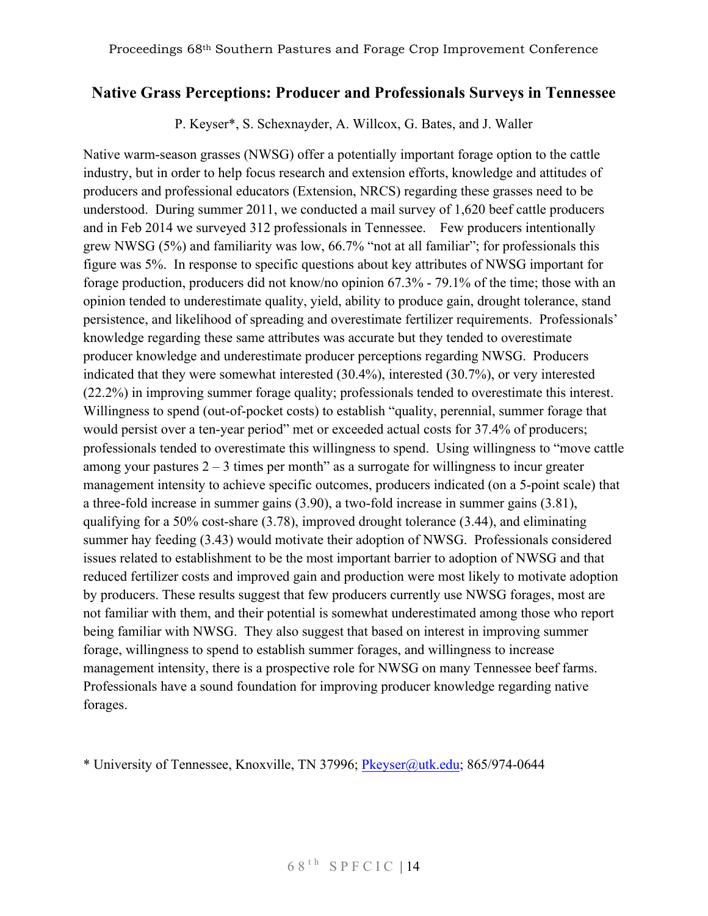## Native Grass Perceptions: Producer and Professionals Surveys in Tennessee

P. Keyser*, S. Schexnayder, A. Willcox, G. Bates, and J. Waller

Native warm-season grasses (NWSG) offer a potentially important forage option to the cattle industry, but in order to help focus research and extension efforts, knowledge and attitudes of producers and professional educators (Extension, NRCS) regarding these grasses need to be understood. During summer 2011, we conducted a mail survey of 1,620 beef cattle producers and in Feb 2014 we surveyed 312 professionals in Tennessee. Few producers intentionally grew NWSG (5%) and familiarity was low, 66.7% "not at all familiar"; for professionals this figure was 5%. In response to specific questions about key attributes of NWSG important for forage production, producers did not know/no opinion 67.3% - 79.1% of the time; those with an opinion tended to underestimate quality, yield, ability to produce gain, drought tolerance, stand persistence, and likelihood of spreading and overestimate fertilizer requirements. Professionals' knowledge regarding these same attributes was accurate but they tended to overestimate producer knowledge and underestimate producer perceptions regarding NWSG. Producers indicated that they were somewhat interested (30.4%), interested (30.7%), or very interested (22.2%) in improving summer forage quality; professionals tended to overestimate this interest. Willingness to spend (out-of-pocket costs) to establish "quality, perennial, summer forage that would persist over a ten-year period" met or exceeded actual costs for 37.4% of producers; professionals tended to overestimate this willingness to spend. Using willingness to "move cattle among your pastures 2 – 3 times per month" as a surrogate for willingness to incur greater management intensity to achieve specific outcomes, producers indicated (on a 5-point scale) that a three-fold increase in summer gains (3.90), a two-fold increase in summer gains (3.81), qualifying for a 50% cost-share (3.78), improved drought tolerance (3.44), and eliminating summer hay feeding (3.43) would motivate their adoption of NWSG. Professionals considered issues related to establishment to be the most important barrier to adoption of NWSG and that reduced fertilizer costs and improved gain and production were most likely to motivate adoption by producers. These results suggest that few producers currently use NWSG forages, most are not familiar with them, and their potential is somewhat underestimated among those who report being familiar with NWSG. They also suggest that based on interest in improving summer forage, willingness to spend to establish summer forages, and willingness to increase management intensity, there is a prospective role for NWSG on many Tennessee beef farms. Professionals have a sound foundation for improving producer knowledge regarding native forages.

* University of Tennessee, Knoxville, TN 37996; Pkeyser@utk.edu; 865/974-0644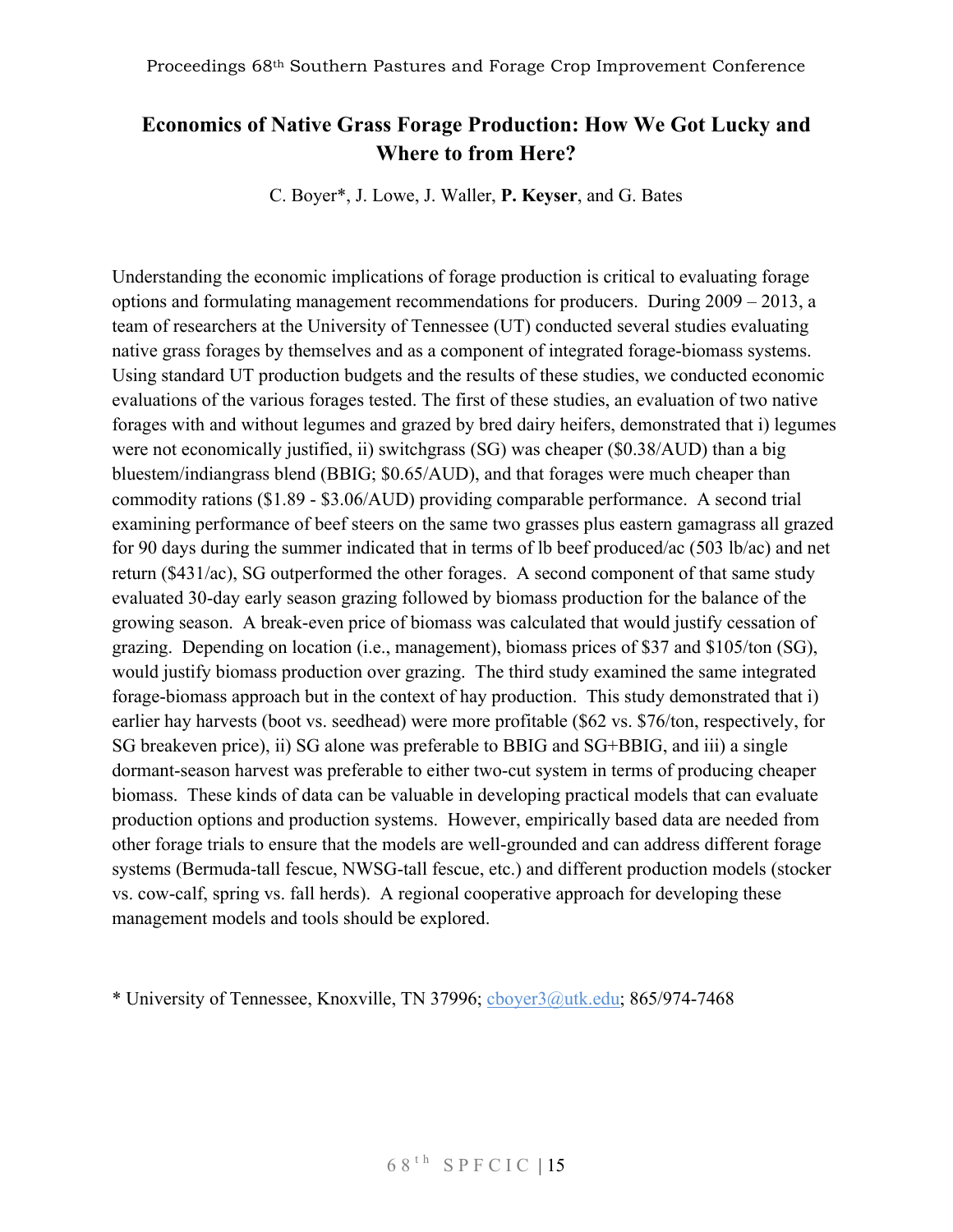# Economics of Native Grass Forage Production: How We Got Lucky and Where to from Here?

C. Boyer*, J. Lowe, J. Waller, **P. Keyser**, and G. Bates

Understanding the economic implications of forage production is critical to evaluating forage options and formulating management recommendations for producers. During 2009 – 2013, a team of researchers at the University of Tennessee (UT) conducted several studies evaluating native grass forages by themselves and as a component of integrated forage-biomass systems. Using standard UT production budgets and the results of these studies, we conducted economic evaluations of the various forages tested. The first of these studies, an evaluation of two native forages with and without legumes and grazed by bred dairy heifers, demonstrated that i) legumes were not economically justified, ii) switchgrass (SG) was cheaper ($0.38/AUD) than a big bluestem/indiangrass blend (BBIG; $0.65/AUD), and that forages were much cheaper than commodity rations ($1.89 - $3.06/AUD) providing comparable performance. A second trial examining performance of beef steers on the same two grasses plus eastern gamagrass all grazed for 90 days during the summer indicated that in terms of lb beef produced/ac (503 lb/ac) and net return ($431/ac), SG outperformed the other forages. A second component of that same study evaluated 30-day early season grazing followed by biomass production for the balance of the growing season. A break-even price of biomass was calculated that would justify cessation of grazing. Depending on location (i.e., management), biomass prices of $37 and $105/ton (SG), would justify biomass production over grazing. The third study examined the same integrated forage-biomass approach but in the context of hay production. This study demonstrated that i) earlier hay harvests (boot vs. seedhead) were more profitable ($62 vs. $76/ton, respectively, for SG breakeven price), ii) SG alone was preferable to BBIG and SG+BBIG, and iii) a single dormant-season harvest was preferable to either two-cut system in terms of producing cheaper biomass. These kinds of data can be valuable in developing practical models that can evaluate production options and production systems. However, empirically based data are needed from other forage trials to ensure that the models are well-grounded and can address different forage systems (Bermuda-tall fescue, NWSG-tall fescue, etc.) and different production models (stocker vs. cow-calf, spring vs. fall herds). A regional cooperative approach for developing these management models and tools should be explored.

\* University of Tennessee, Knoxville, TN 37996; cboyer3@utk.edu; 865/974-7468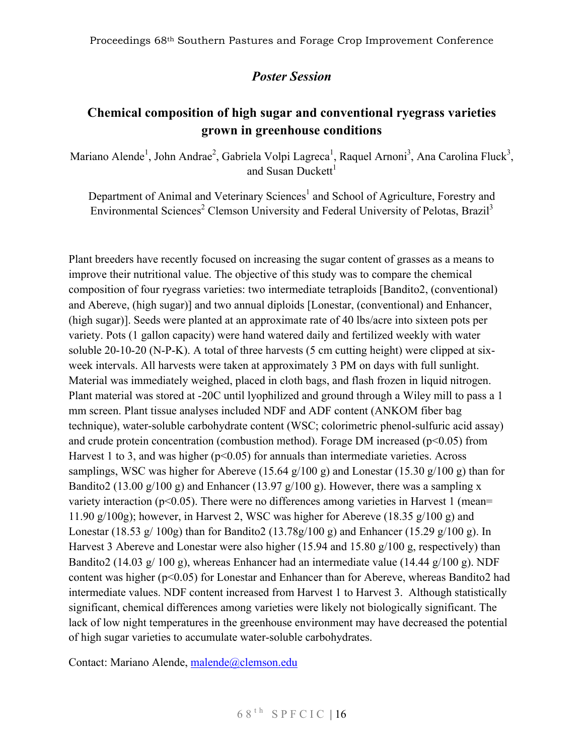## *Poster Session*

# Chemical composition of high sugar and conventional ryegrass varieties grown in greenhouse conditions

Mariano Alende[1], John Andrae[2], Gabriela Volpi Lagreca[1], Raquel Arnoni[3], Ana Carolina Fluck[3], and Susan Duckett[1]

Department of Animal and Veterinary Sciences[1] and School of Agriculture, Forestry and Environmental Sciences[2] Clemson University and Federal University of Pelotas, Brazil[3]

Plant breeders have recently focused on increasing the sugar content of grasses as a means to improve their nutritional value. The objective of this study was to compare the chemical composition of four ryegrass varieties: two intermediate tetraploids [Bandito2, (conventional) and Abereve, (high sugar)] and two annual diploids [Lonestar, (conventional) and Enhancer, (high sugar)]. Seeds were planted at an approximate rate of 40 lbs/acre into sixteen pots per variety. Pots (1 gallon capacity) were hand watered daily and fertilized weekly with water soluble 20-10-20 (N-P-K). A total of three harvests (5 cm cutting height) were clipped at six-week intervals. All harvests were taken at approximately 3 PM on days with full sunlight. Material was immediately weighed, placed in cloth bags, and flash frozen in liquid nitrogen. Plant material was stored at -20C until lyophilized and ground through a Wiley mill to pass a 1 mm screen. Plant tissue analyses included NDF and ADF content (ANKOM fiber bag technique), water-soluble carbohydrate content (WSC; colorimetric phenol-sulfuric acid assay) and crude protein concentration (combustion method). Forage DM increased ($p<0.05$) from Harvest 1 to 3, and was higher ($p<0.05$) for annuals than intermediate varieties. Across samplings, WSC was higher for Abereve (15.64 g/100 g) and Lonestar (15.30 g/100 g) than for Bandito2 (13.00 g/100 g) and Enhancer (13.97 g/100 g). However, there was a sampling x variety interaction ($p<0.05$). There were no differences among varieties in Harvest 1 (mean= 11.90 g/100g); however, in Harvest 2, WSC was higher for Abereve (18.35 g/100 g) and Lonestar (18.53 g/ 100g) than for Bandito2 (13.78g/100 g) and Enhancer (15.29 g/100 g). In Harvest 3 Abereve and Lonestar were also higher (15.94 and 15.80 g/100 g, respectively) than Bandito2 (14.03 g/ 100 g), whereas Enhancer had an intermediate value (14.44 g/100 g). NDF content was higher ($p<0.05$) for Lonestar and Enhancer than for Abereve, whereas Bandito2 had intermediate values. NDF content increased from Harvest 1 to Harvest 3. Although statistically significant, chemical differences among varieties were likely not biologically significant. The lack of low night temperatures in the greenhouse environment may have decreased the potential of high sugar varieties to accumulate water-soluble carbohydrates.

Contact: Mariano Alende, malende@clemson.edu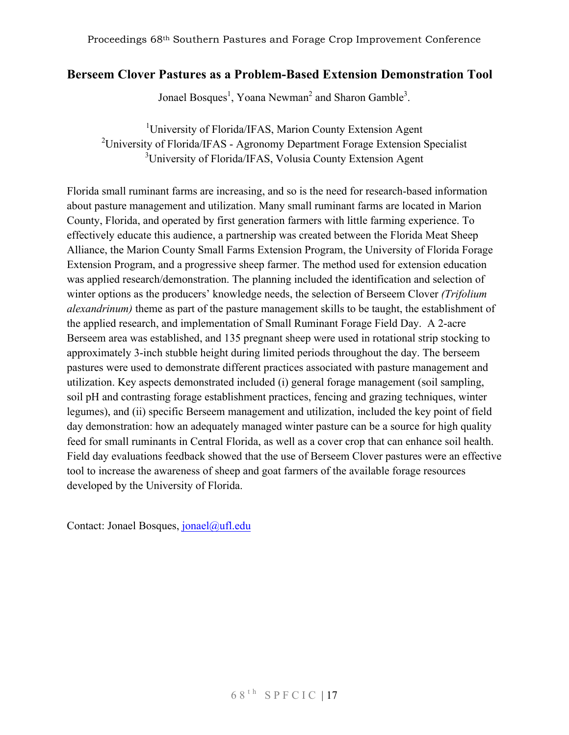## Berseem Clover Pastures as a Problem-Based Extension Demonstration Tool

Jonael Bosques[1], Yoana Newman[2] and Sharon Gamble[3].

[1]University of Florida/IFAS, Marion County Extension Agent
[2]University of Florida/IFAS - Agronomy Department Forage Extension Specialist
[3]University of Florida/IFAS, Volusia County Extension Agent

Florida small ruminant farms are increasing, and so is the need for research-based information about pasture management and utilization. Many small ruminant farms are located in Marion County, Florida, and operated by first generation farmers with little farming experience. To effectively educate this audience, a partnership was created between the Florida Meat Sheep Alliance, the Marion County Small Farms Extension Program, the University of Florida Forage Extension Program, and a progressive sheep farmer. The method used for extension education was applied research/demonstration. The planning included the identification and selection of winter options as the producers' knowledge needs, the selection of Berseem Clover *(Trifolium alexandrinum)* theme as part of the pasture management skills to be taught, the establishment of the applied research, and implementation of Small Ruminant Forage Field Day. A 2-acre Berseem area was established, and 135 pregnant sheep were used in rotational strip stocking to approximately 3-inch stubble height during limited periods throughout the day. The berseem pastures were used to demonstrate different practices associated with pasture management and utilization. Key aspects demonstrated included (i) general forage management (soil sampling, soil pH and contrasting forage establishment practices, fencing and grazing techniques, winter legumes), and (ii) specific Berseem management and utilization, included the key point of field day demonstration: how an adequately managed winter pasture can be a source for high quality feed for small ruminants in Central Florida, as well as a cover crop that can enhance soil health. Field day evaluations feedback showed that the use of Berseem Clover pastures were an effective tool to increase the awareness of sheep and goat farmers of the available forage resources developed by the University of Florida.

Contact: Jonael Bosques, jonael@ufl.edu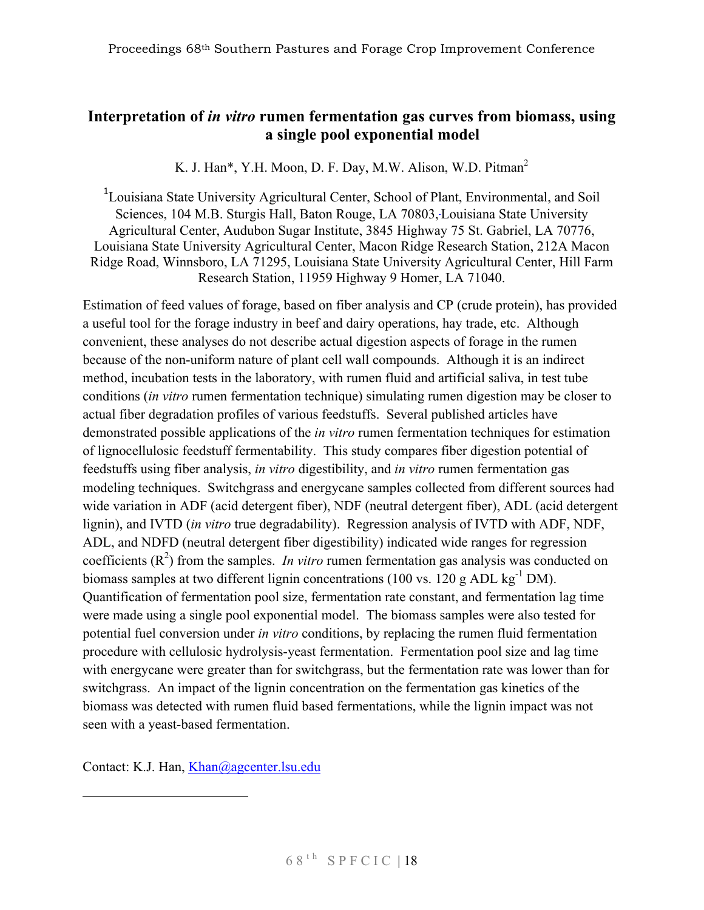## Interpretation of *in vitro* rumen fermentation gas curves from biomass, using a single pool exponential model

K. J. Han*, Y.H. Moon, D. F. Day, M.W. Alison, W.D. Pitman[2]

[1]Louisiana State University Agricultural Center, School of Plant, Environmental, and Soil Sciences, 104 M.B. Sturgis Hall, Baton Rouge, LA 70803, Louisiana State University Agricultural Center, Audubon Sugar Institute, 3845 Highway 75 St. Gabriel, LA 70776, Louisiana State University Agricultural Center, Macon Ridge Research Station, 212A Macon Ridge Road, Winnsboro, LA 71295, Louisiana State University Agricultural Center, Hill Farm Research Station, 11959 Highway 9 Homer, LA 71040.

Estimation of feed values of forage, based on fiber analysis and CP (crude protein), has provided a useful tool for the forage industry in beef and dairy operations, hay trade, etc. Although convenient, these analyses do not describe actual digestion aspects of forage in the rumen because of the non-uniform nature of plant cell wall compounds. Although it is an indirect method, incubation tests in the laboratory, with rumen fluid and artificial saliva, in test tube conditions (*in vitro* rumen fermentation technique) simulating rumen digestion may be closer to actual fiber degradation profiles of various feedstuffs. Several published articles have demonstrated possible applications of the *in vitro* rumen fermentation techniques for estimation of lignocellulosic feedstuff fermentability. This study compares fiber digestion potential of feedstuffs using fiber analysis, *in vitro* digestibility, and *in vitro* rumen fermentation gas modeling techniques. Switchgrass and energycane samples collected from different sources had wide variation in ADF (acid detergent fiber), NDF (neutral detergent fiber), ADL (acid detergent lignin), and IVTD (*in vitro* true degradability). Regression analysis of IVTD with ADF, NDF, ADL, and NDFD (neutral detergent fiber digestibility) indicated wide ranges for regression coefficients ($R^2$) from the samples. *In vitro* rumen fermentation gas analysis was conducted on biomass samples at two different lignin concentrations (100 vs. 120 g ADL $kg^{-1}$ DM). Quantification of fermentation pool size, fermentation rate constant, and fermentation lag time were made using a single pool exponential model. The biomass samples were also tested for potential fuel conversion under *in vitro* conditions, by replacing the rumen fluid fermentation procedure with cellulosic hydrolysis-yeast fermentation. Fermentation pool size and lag time with energycane were greater than for switchgrass, but the fermentation rate was lower than for switchgrass. An impact of the lignin concentration on the fermentation gas kinetics of the biomass was detected with rumen fluid based fermentations, while the lignin impact was not seen with a yeast-based fermentation.

Contact: K.J. Han, Khan@agcenter.lsu.edu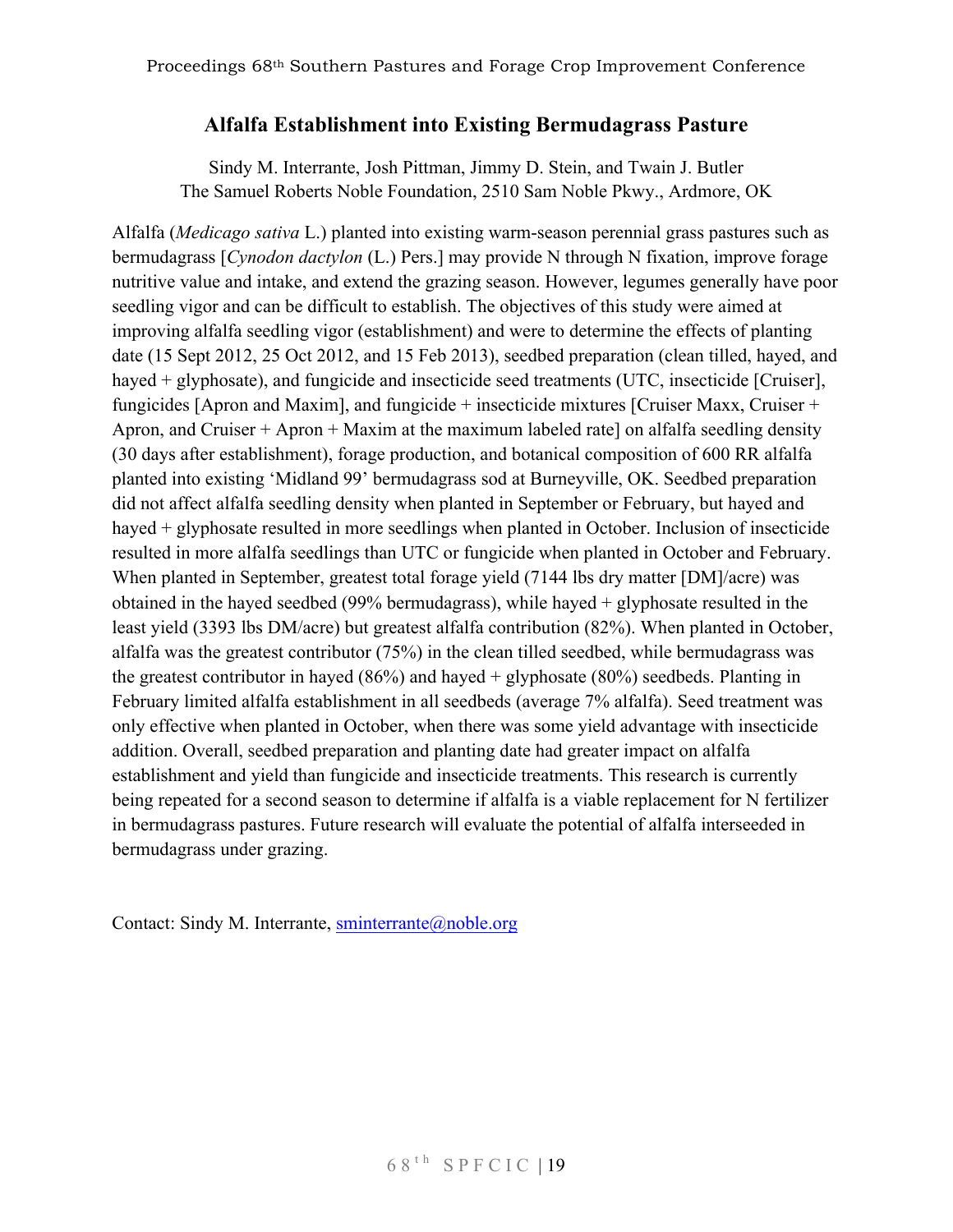## Alfalfa Establishment into Existing Bermudagrass Pasture

Sindy M. Interrante, Josh Pittman, Jimmy D. Stein, and Twain J. Butler
The Samuel Roberts Noble Foundation, 2510 Sam Noble Pkwy., Ardmore, OK

Alfalfa (*Medicago sativa* L.) planted into existing warm-season perennial grass pastures such as bermudagrass [*Cynodon dactylon* (L.) Pers.] may provide N through N fixation, improve forage nutritive value and intake, and extend the grazing season. However, legumes generally have poor seedling vigor and can be difficult to establish. The objectives of this study were aimed at improving alfalfa seedling vigor (establishment) and were to determine the effects of planting date (15 Sept 2012, 25 Oct 2012, and 15 Feb 2013), seedbed preparation (clean tilled, hayed, and hayed + glyphosate), and fungicide and insecticide seed treatments (UTC, insecticide [Cruiser], fungicides [Apron and Maxim], and fungicide + insecticide mixtures [Cruiser Maxx, Cruiser + Apron, and Cruiser + Apron + Maxim at the maximum labeled rate] on alfalfa seedling density (30 days after establishment), forage production, and botanical composition of 600 RR alfalfa planted into existing 'Midland 99' bermudagrass sod at Burneyville, OK. Seedbed preparation did not affect alfalfa seedling density when planted in September or February, but hayed and hayed + glyphosate resulted in more seedlings when planted in October. Inclusion of insecticide resulted in more alfalfa seedlings than UTC or fungicide when planted in October and February. When planted in September, greatest total forage yield (7144 lbs dry matter [DM]/acre) was obtained in the hayed seedbed (99% bermudagrass), while hayed + glyphosate resulted in the least yield (3393 lbs DM/acre) but greatest alfalfa contribution (82%). When planted in October, alfalfa was the greatest contributor (75%) in the clean tilled seedbed, while bermudagrass was the greatest contributor in hayed (86%) and hayed + glyphosate (80%) seedbeds. Planting in February limited alfalfa establishment in all seedbeds (average 7% alfalfa). Seed treatment was only effective when planted in October, when there was some yield advantage with insecticide addition. Overall, seedbed preparation and planting date had greater impact on alfalfa establishment and yield than fungicide and insecticide treatments. This research is currently being repeated for a second season to determine if alfalfa is a viable replacement for N fertilizer in bermudagrass pastures. Future research will evaluate the potential of alfalfa interseeded in bermudagrass under grazing.

Contact: Sindy M. Interrante, sminterrante@noble.org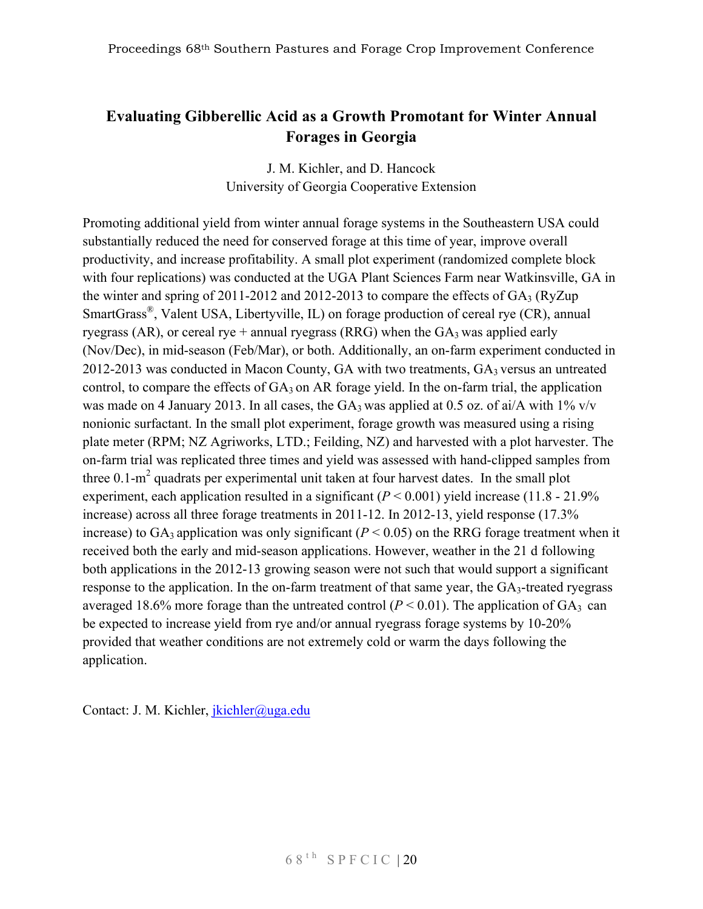# Evaluating Gibberellic Acid as a Growth Promotant for Winter Annual Forages in Georgia

J. M. Kichler, and D. Hancock
University of Georgia Cooperative Extension

Promoting additional yield from winter annual forage systems in the Southeastern USA could substantially reduced the need for conserved forage at this time of year, improve overall productivity, and increase profitability. A small plot experiment (randomized complete block with four replications) was conducted at the UGA Plant Sciences Farm near Watkinsville, GA in the winter and spring of 2011-2012 and 2012-2013 to compare the effects of $GA_3$ (RyZup SmartGrass®, Valent USA, Libertyville, IL) on forage production of cereal rye (CR), annual ryegrass (AR), or cereal rye + annual ryegrass (RRG) when the $GA_3$ was applied early (Nov/Dec), in mid-season (Feb/Mar), or both. Additionally, an on-farm experiment conducted in 2012-2013 was conducted in Macon County, GA with two treatments, $GA_3$ versus an untreated control, to compare the effects of $GA_3$ on AR forage yield. In the on-farm trial, the application was made on 4 January 2013. In all cases, the $GA_3$ was applied at 0.5 oz. of ai/A with 1% v/v nonionic surfactant. In the small plot experiment, forage growth was measured using a rising plate meter (RPM; NZ Agriworks, LTD.; Feilding, NZ) and harvested with a plot harvester. The on-farm trial was replicated three times and yield was assessed with hand-clipped samples from three 0.1-$m^2$ quadrats per experimental unit taken at four harvest dates. In the small plot experiment, each application resulted in a significant ($P < 0.001$) yield increase (11.8 - 21.9% increase) across all three forage treatments in 2011-12. In 2012-13, yield response (17.3% increase) to $GA_3$ application was only significant ($P < 0.05$) on the RRG forage treatment when it received both the early and mid-season applications. However, weather in the 21 d following both applications in the 2012-13 growing season were not such that would support a significant response to the application. In the on-farm treatment of that same year, the $GA_3$-treated ryegrass averaged 18.6% more forage than the untreated control ($P < 0.01$). The application of $GA_3$ can be expected to increase yield from rye and/or annual ryegrass forage systems by 10-20% provided that weather conditions are not extremely cold or warm the days following the application.

Contact: J. M. Kichler, jkichler@uga.edu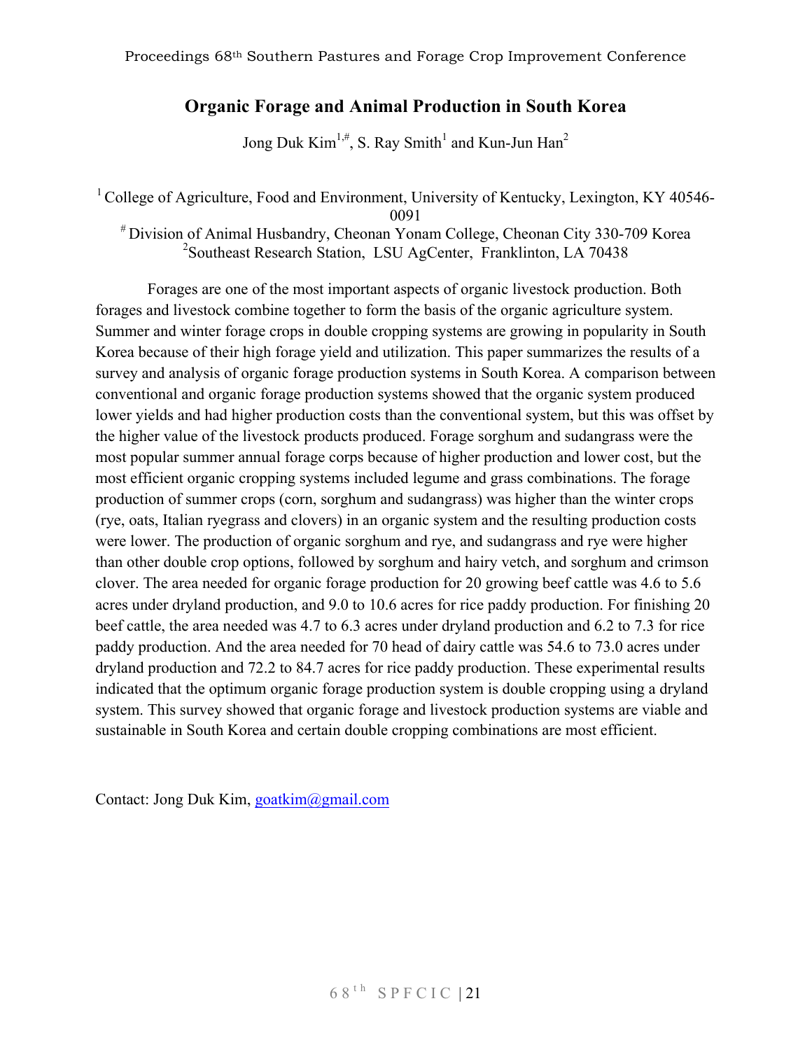# Organic Forage and Animal Production in South Korea

Jong Duk Kim[1,#], S. Ray Smith[1] and Kun-Jun Han[2]

[1] College of Agriculture, Food and Environment, University of Kentucky, Lexington, KY 40546-0091
[#] Division of Animal Husbandry, Cheonan Yonam College, Cheonan City 330-709 Korea
[2] Southeast Research Station, LSU AgCenter, Franklinton, LA 70438

Forages are one of the most important aspects of organic livestock production. Both forages and livestock combine together to form the basis of the organic agriculture system. Summer and winter forage crops in double cropping systems are growing in popularity in South Korea because of their high forage yield and utilization. This paper summarizes the results of a survey and analysis of organic forage production systems in South Korea. A comparison between conventional and organic forage production systems showed that the organic system produced lower yields and had higher production costs than the conventional system, but this was offset by the higher value of the livestock products produced. Forage sorghum and sudangrass were the most popular summer annual forage corps because of higher production and lower cost, but the most efficient organic cropping systems included legume and grass combinations. The forage production of summer crops (corn, sorghum and sudangrass) was higher than the winter crops (rye, oats, Italian ryegrass and clovers) in an organic system and the resulting production costs were lower. The production of organic sorghum and rye, and sudangrass and rye were higher than other double crop options, followed by sorghum and hairy vetch, and sorghum and crimson clover. The area needed for organic forage production for 20 growing beef cattle was 4.6 to 5.6 acres under dryland production, and 9.0 to 10.6 acres for rice paddy production. For finishing 20 beef cattle, the area needed was 4.7 to 6.3 acres under dryland production and 6.2 to 7.3 for rice paddy production. And the area needed for 70 head of dairy cattle was 54.6 to 73.0 acres under dryland production and 72.2 to 84.7 acres for rice paddy production. These experimental results indicated that the optimum organic forage production system is double cropping using a dryland system. This survey showed that organic forage and livestock production systems are viable and sustainable in South Korea and certain double cropping combinations are most efficient.

Contact: Jong Duk Kim, goatkim@gmail.com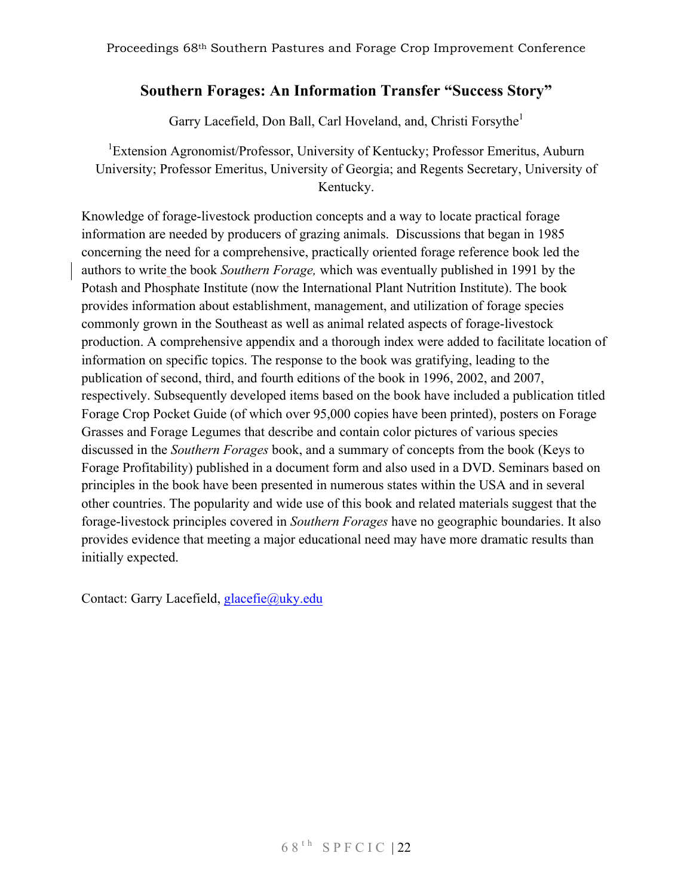## Southern Forages: An Information Transfer "Success Story"

Garry Lacefield, Don Ball, Carl Hoveland, and, Christi Forsythe[1]

[1]Extension Agronomist/Professor, University of Kentucky; Professor Emeritus, Auburn University; Professor Emeritus, University of Georgia; and Regents Secretary, University of Kentucky.

Knowledge of forage-livestock production concepts and a way to locate practical forage information are needed by producers of grazing animals. Discussions that began in 1985 concerning the need for a comprehensive, practically oriented forage reference book led the authors to write the book *Southern Forage,* which was eventually published in 1991 by the Potash and Phosphate Institute (now the International Plant Nutrition Institute). The book provides information about establishment, management, and utilization of forage species commonly grown in the Southeast as well as animal related aspects of forage-livestock production. A comprehensive appendix and a thorough index were added to facilitate location of information on specific topics. The response to the book was gratifying, leading to the publication of second, third, and fourth editions of the book in 1996, 2002, and 2007, respectively. Subsequently developed items based on the book have included a publication titled Forage Crop Pocket Guide (of which over 95,000 copies have been printed), posters on Forage Grasses and Forage Legumes that describe and contain color pictures of various species discussed in the *Southern Forages* book, and a summary of concepts from the book (Keys to Forage Profitability) published in a document form and also used in a DVD. Seminars based on principles in the book have been presented in numerous states within the USA and in several other countries. The popularity and wide use of this book and related materials suggest that the forage-livestock principles covered in *Southern Forages* have no geographic boundaries. It also provides evidence that meeting a major educational need may have more dramatic results than initially expected.

Contact: Garry Lacefield, glacefie@uky.edu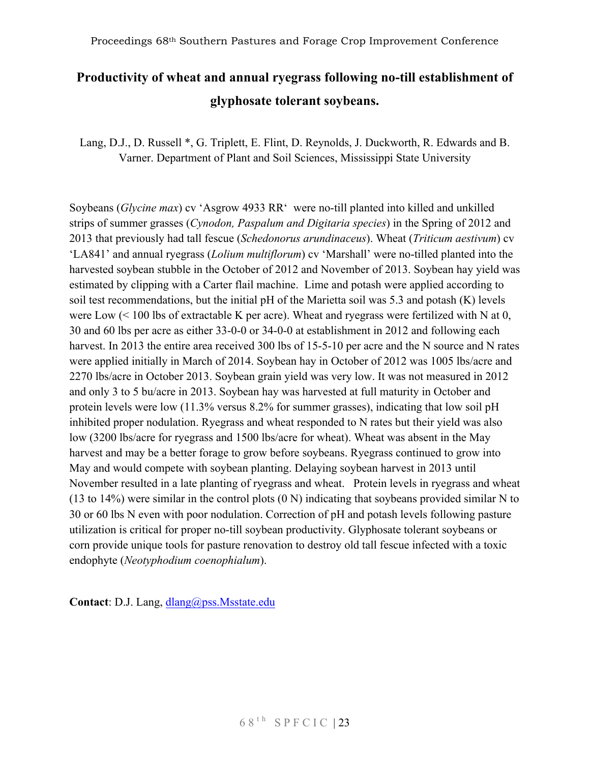# Productivity of wheat and annual ryegrass following no-till establishment of glyphosate tolerant soybeans.

Lang, D.J., D. Russell *, G. Triplett, E. Flint, D. Reynolds, J. Duckworth, R. Edwards and B. Varner. Department of Plant and Soil Sciences, Mississippi State University

Soybeans (*Glycine max*) cv 'Asgrow 4933 RR' were no-till planted into killed and unkilled strips of summer grasses (*Cynodon, Paspalum and Digitaria species*) in the Spring of 2012 and 2013 that previously had tall fescue (*Schedonorus arundinaceus*). Wheat (*Triticum aestivum*) cv 'LA841' and annual ryegrass (*Lolium multiflorum*) cv 'Marshall' were no-tilled planted into the harvested soybean stubble in the October of 2012 and November of 2013. Soybean hay yield was estimated by clipping with a Carter flail machine. Lime and potash were applied according to soil test recommendations, but the initial pH of the Marietta soil was 5.3 and potash (K) levels were Low (< 100 lbs of extractable K per acre). Wheat and ryegrass were fertilized with N at 0, 30 and 60 lbs per acre as either 33-0-0 or 34-0-0 at establishment in 2012 and following each harvest. In 2013 the entire area received 300 lbs of 15-5-10 per acre and the N source and N rates were applied initially in March of 2014. Soybean hay in October of 2012 was 1005 lbs/acre and 2270 lbs/acre in October 2013. Soybean grain yield was very low. It was not measured in 2012 and only 3 to 5 bu/acre in 2013. Soybean hay was harvested at full maturity in October and protein levels were low (11.3% versus 8.2% for summer grasses), indicating that low soil pH inhibited proper nodulation. Ryegrass and wheat responded to N rates but their yield was also low (3200 lbs/acre for ryegrass and 1500 lbs/acre for wheat). Wheat was absent in the May harvest and may be a better forage to grow before soybeans. Ryegrass continued to grow into May and would compete with soybean planting. Delaying soybean harvest in 2013 until November resulted in a late planting of ryegrass and wheat. Protein levels in ryegrass and wheat (13 to 14%) were similar in the control plots (0 N) indicating that soybeans provided similar N to 30 or 60 lbs N even with poor nodulation. Correction of pH and potash levels following pasture utilization is critical for proper no-till soybean productivity. Glyphosate tolerant soybeans or corn provide unique tools for pasture renovation to destroy old tall fescue infected with a toxic endophyte (*Neotyphodium coenophialum*).

**Contact**: D.J. Lang, dlang@pss.Msstate.edu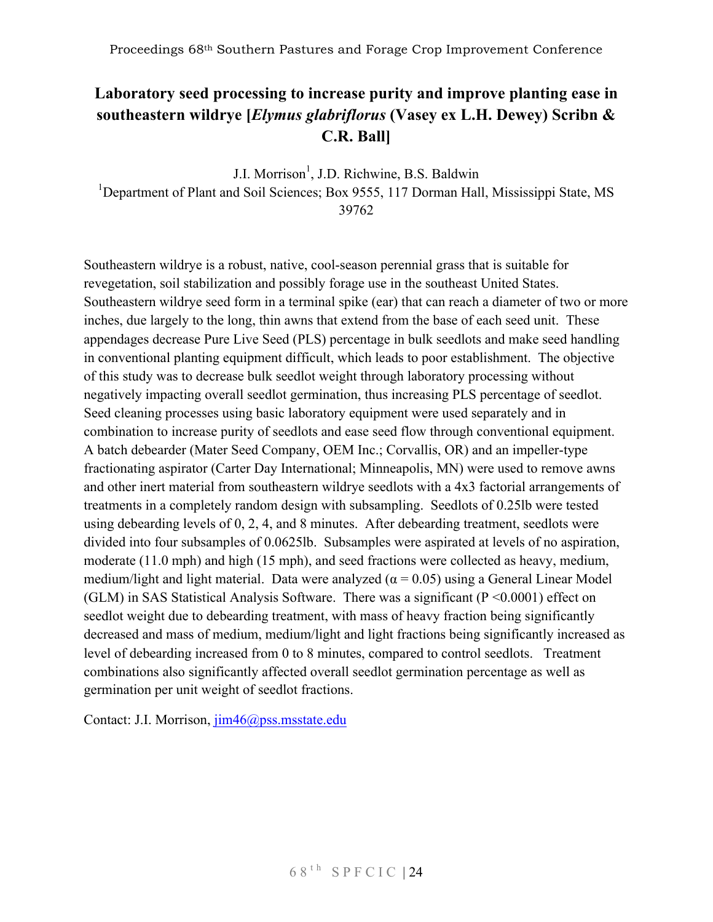# Laboratory seed processing to increase purity and improve planting ease in southeastern wildrye [*Elymus glabriflorus* (Vasey ex L.H. Dewey) Scribn & C.R. Ball]

J.I. Morrison[1], J.D. Richwine, B.S. Baldwin

[1]Department of Plant and Soil Sciences; Box 9555, 117 Dorman Hall, Mississippi State, MS 39762

Southeastern wildrye is a robust, native, cool-season perennial grass that is suitable for revegetation, soil stabilization and possibly forage use in the southeast United States. Southeastern wildrye seed form in a terminal spike (ear) that can reach a diameter of two or more inches, due largely to the long, thin awns that extend from the base of each seed unit. These appendages decrease Pure Live Seed (PLS) percentage in bulk seedlots and make seed handling in conventional planting equipment difficult, which leads to poor establishment. The objective of this study was to decrease bulk seedlot weight through laboratory processing without negatively impacting overall seedlot germination, thus increasing PLS percentage of seedlot. Seed cleaning processes using basic laboratory equipment were used separately and in combination to increase purity of seedlots and ease seed flow through conventional equipment. A batch debearder (Mater Seed Company, OEM Inc.; Corvallis, OR) and an impeller-type fractionating aspirator (Carter Day International; Minneapolis, MN) were used to remove awns and other inert material from southeastern wildrye seedlots with a 4x3 factorial arrangements of treatments in a completely random design with subsampling. Seedlots of 0.25lb were tested using debearding levels of 0, 2, 4, and 8 minutes. After debearding treatment, seedlots were divided into four subsamples of 0.0625lb. Subsamples were aspirated at levels of no aspiration, moderate (11.0 mph) and high (15 mph), and seed fractions were collected as heavy, medium, medium/light and light material. Data were analyzed ($\alpha = 0.05$) using a General Linear Model (GLM) in SAS Statistical Analysis Software. There was a significant ($P < 0.0001$) effect on seedlot weight due to debearding treatment, with mass of heavy fraction being significantly decreased and mass of medium, medium/light and light fractions being significantly increased as level of debearding increased from 0 to 8 minutes, compared to control seedlots. Treatment combinations also significantly affected overall seedlot germination percentage as well as germination per unit weight of seedlot fractions.

Contact: J.I. Morrison, jim46@pss.msstate.edu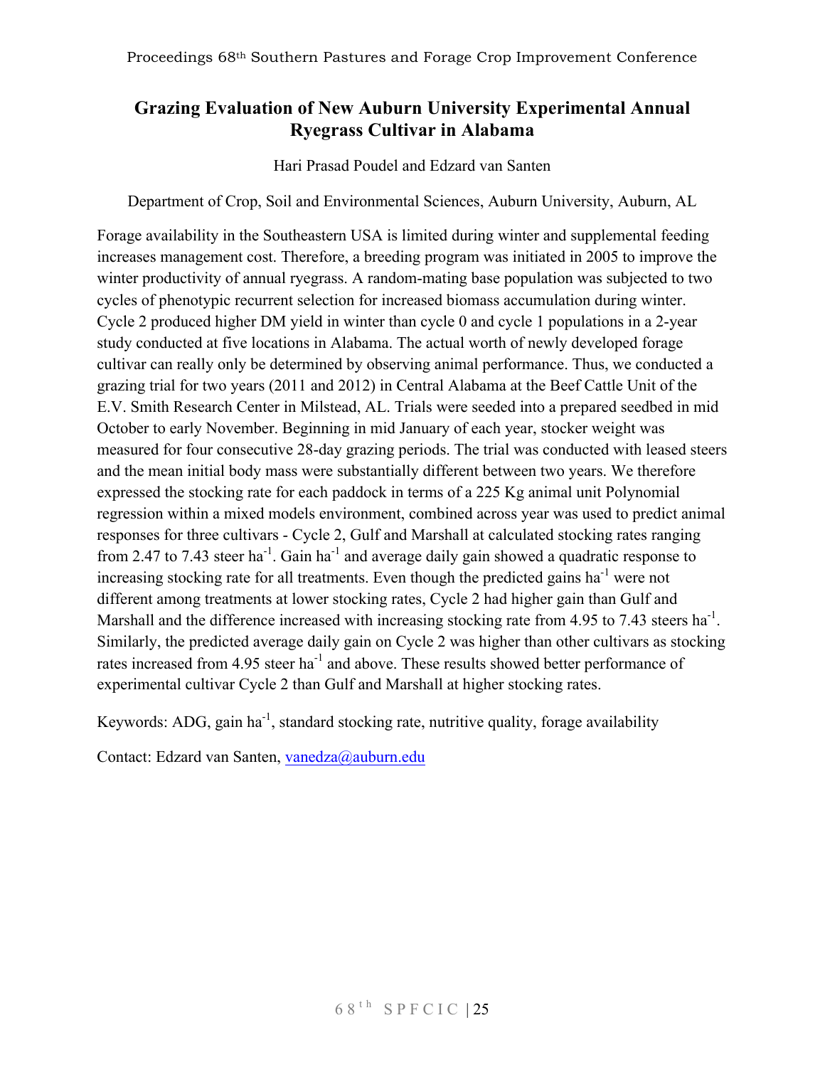# Grazing Evaluation of New Auburn University Experimental Annual Ryegrass Cultivar in Alabama

Hari Prasad Poudel and Edzard van Santen

Department of Crop, Soil and Environmental Sciences, Auburn University, Auburn, AL

Forage availability in the Southeastern USA is limited during winter and supplemental feeding increases management cost. Therefore, a breeding program was initiated in 2005 to improve the winter productivity of annual ryegrass. A random-mating base population was subjected to two cycles of phenotypic recurrent selection for increased biomass accumulation during winter. Cycle 2 produced higher DM yield in winter than cycle 0 and cycle 1 populations in a 2-year study conducted at five locations in Alabama. The actual worth of newly developed forage cultivar can really only be determined by observing animal performance. Thus, we conducted a grazing trial for two years (2011 and 2012) in Central Alabama at the Beef Cattle Unit of the E.V. Smith Research Center in Milstead, AL. Trials were seeded into a prepared seedbed in mid October to early November. Beginning in mid January of each year, stocker weight was measured for four consecutive 28-day grazing periods. The trial was conducted with leased steers and the mean initial body mass were substantially different between two years. We therefore expressed the stocking rate for each paddock in terms of a 225 Kg animal unit Polynomial regression within a mixed models environment, combined across year was used to predict animal responses for three cultivars - Cycle 2, Gulf and Marshall at calculated stocking rates ranging from 2.47 to 7.43 steer ha$^{-1}$. Gain ha$^{-1}$ and average daily gain showed a quadratic response to increasing stocking rate for all treatments. Even though the predicted gains ha$^{-1}$ were not different among treatments at lower stocking rates, Cycle 2 had higher gain than Gulf and Marshall and the difference increased with increasing stocking rate from 4.95 to 7.43 steers ha$^{-1}$. Similarly, the predicted average daily gain on Cycle 2 was higher than other cultivars as stocking rates increased from 4.95 steer ha$^{-1}$ and above. These results showed better performance of experimental cultivar Cycle 2 than Gulf and Marshall at higher stocking rates.

Keywords: ADG, gain ha$^{-1}$, standard stocking rate, nutritive quality, forage availability

Contact: Edzard van Santen, vanedza@auburn.edu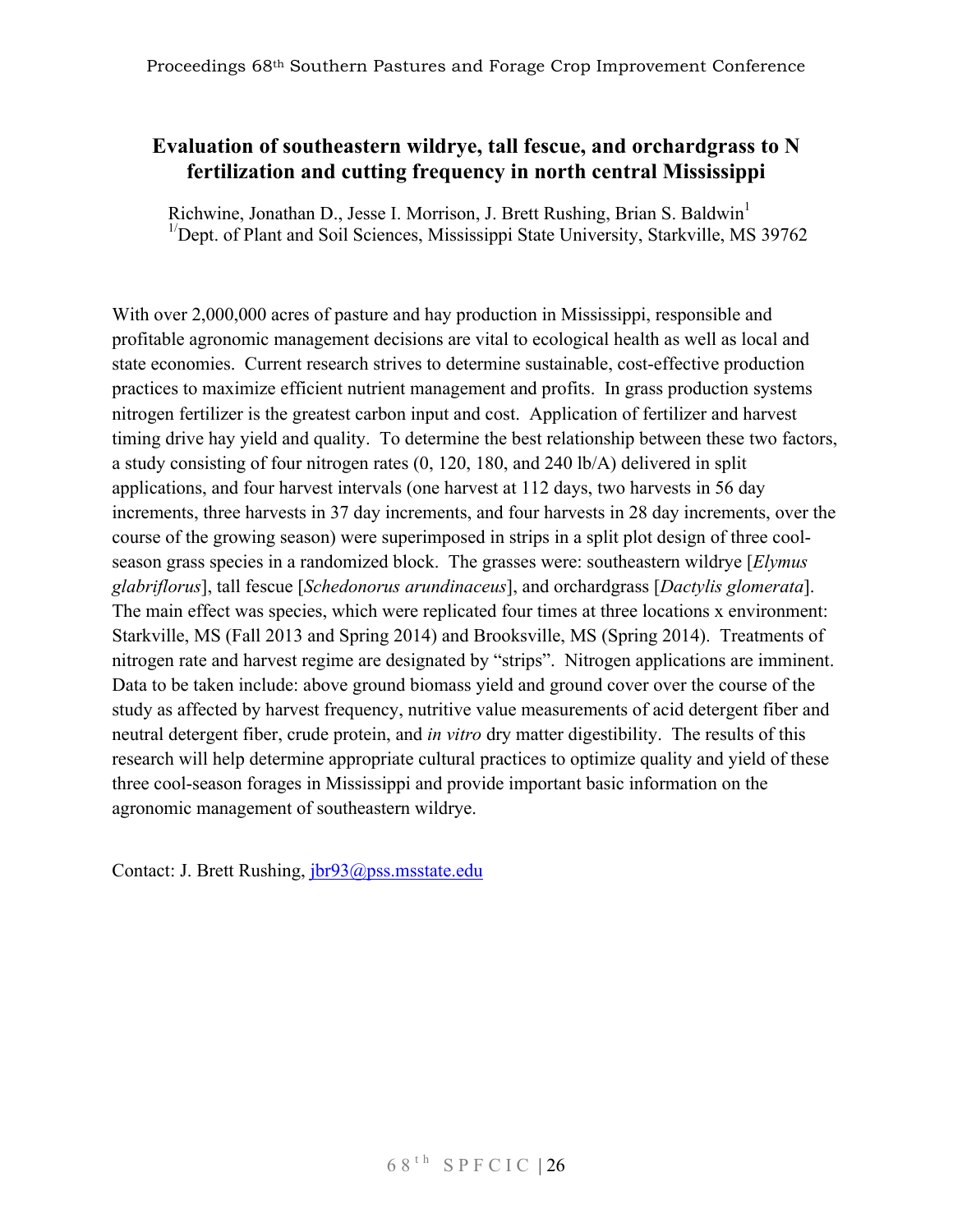## Evaluation of southeastern wildrye, tall fescue, and orchardgrass to N fertilization and cutting frequency in north central Mississippi

Richwine, Jonathan D., Jesse I. Morrison, J. Brett Rushing, Brian S. Baldwin[1]
[1/]Dept. of Plant and Soil Sciences, Mississippi State University, Starkville, MS 39762

With over 2,000,000 acres of pasture and hay production in Mississippi, responsible and profitable agronomic management decisions are vital to ecological health as well as local and state economies. Current research strives to determine sustainable, cost-effective production practices to maximize efficient nutrient management and profits. In grass production systems nitrogen fertilizer is the greatest carbon input and cost. Application of fertilizer and harvest timing drive hay yield and quality. To determine the best relationship between these two factors, a study consisting of four nitrogen rates (0, 120, 180, and 240 lb/A) delivered in split applications, and four harvest intervals (one harvest at 112 days, two harvests in 56 day increments, three harvests in 37 day increments, and four harvests in 28 day increments, over the course of the growing season) were superimposed in strips in a split plot design of three cool-season grass species in a randomized block. The grasses were: southeastern wildrye [*Elymus glabriflorus*], tall fescue [*Schedonorus arundinaceus*], and orchardgrass [*Dactylis glomerata*]. The main effect was species, which were replicated four times at three locations x environment: Starkville, MS (Fall 2013 and Spring 2014) and Brooksville, MS (Spring 2014). Treatments of nitrogen rate and harvest regime are designated by "strips". Nitrogen applications are imminent. Data to be taken include: above ground biomass yield and ground cover over the course of the study as affected by harvest frequency, nutritive value measurements of acid detergent fiber and neutral detergent fiber, crude protein, and *in vitro* dry matter digestibility. The results of this research will help determine appropriate cultural practices to optimize quality and yield of these three cool-season forages in Mississippi and provide important basic information on the agronomic management of southeastern wildrye.

Contact: J. Brett Rushing, jbr93@pss.msstate.edu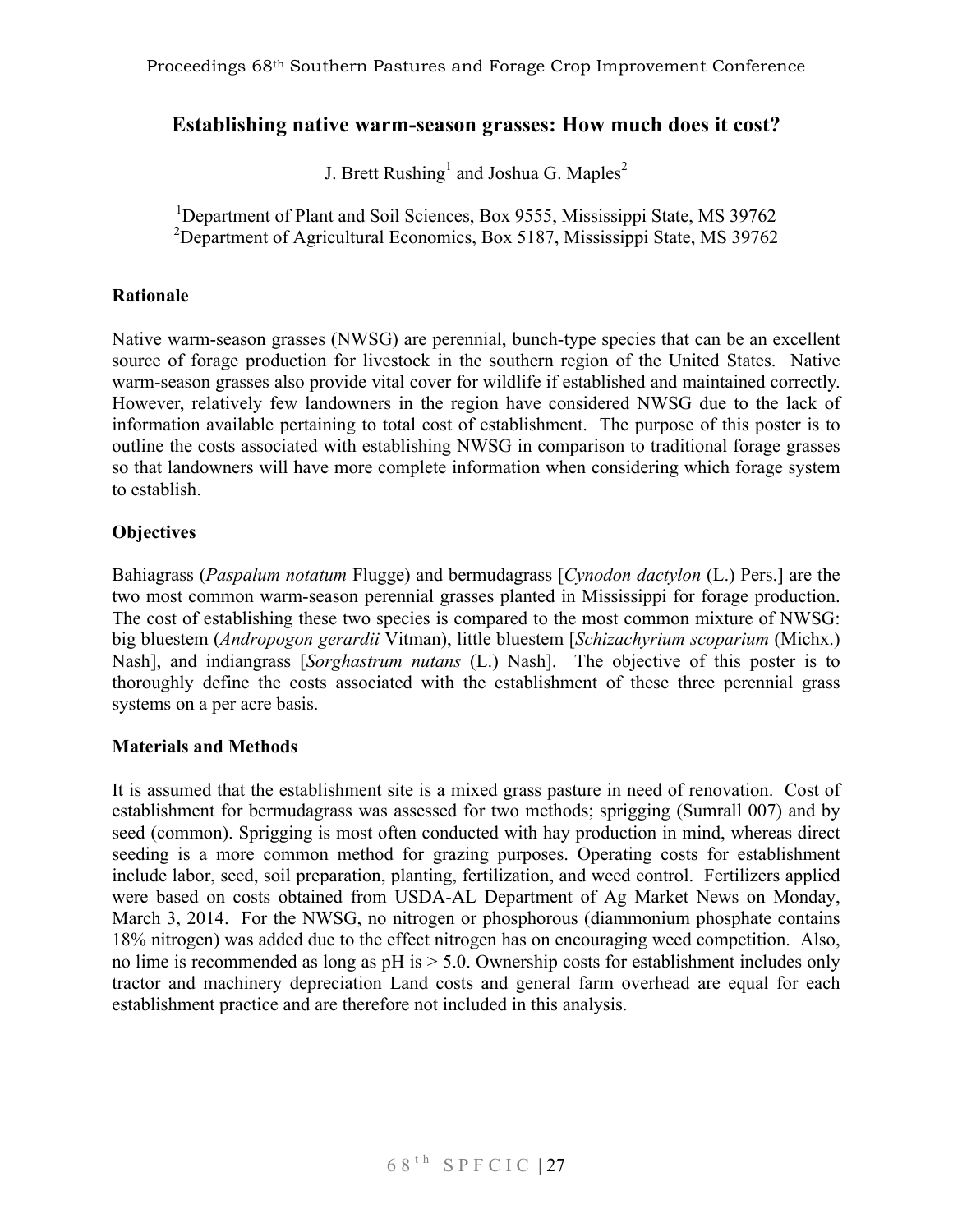# Establishing native warm-season grasses: How much does it cost?

J. Brett Rushing[1] and Joshua G. Maples[2]

[1]Department of Plant and Soil Sciences, Box 9555, Mississippi State, MS 39762
[2]Department of Agricultural Economics, Box 5187, Mississippi State, MS 39762

## Rationale

Native warm-season grasses (NWSG) are perennial, bunch-type species that can be an excellent source of forage production for livestock in the southern region of the United States. Native warm-season grasses also provide vital cover for wildlife if established and maintained correctly. However, relatively few landowners in the region have considered NWSG due to the lack of information available pertaining to total cost of establishment. The purpose of this poster is to outline the costs associated with establishing NWSG in comparison to traditional forage grasses so that landowners will have more complete information when considering which forage system to establish.

## Objectives

Bahiagrass (*Paspalum notatum* Flugge) and bermudagrass [*Cynodon dactylon* (L.) Pers.] are the two most common warm-season perennial grasses planted in Mississippi for forage production. The cost of establishing these two species is compared to the most common mixture of NWSG: big bluestem (*Andropogon gerardii* Vitman), little bluestem [*Schizachyrium scoparium* (Michx.) Nash], and indiangrass [*Sorghastrum nutans* (L.) Nash]. The objective of this poster is to thoroughly define the costs associated with the establishment of these three perennial grass systems on a per acre basis.

## Materials and Methods

It is assumed that the establishment site is a mixed grass pasture in need of renovation. Cost of establishment for bermudagrass was assessed for two methods; sprigging (Sumrall 007) and by seed (common). Sprigging is most often conducted with hay production in mind, whereas direct seeding is a more common method for grazing purposes. Operating costs for establishment include labor, seed, soil preparation, planting, fertilization, and weed control. Fertilizers applied were based on costs obtained from USDA-AL Department of Ag Market News on Monday, March 3, 2014. For the NWSG, no nitrogen or phosphorous (diammonium phosphate contains 18% nitrogen) was added due to the effect nitrogen has on encouraging weed competition. Also, no lime is recommended as long as pH is > 5.0. Ownership costs for establishment includes only tractor and machinery depreciation Land costs and general farm overhead are equal for each establishment practice and are therefore not included in this analysis.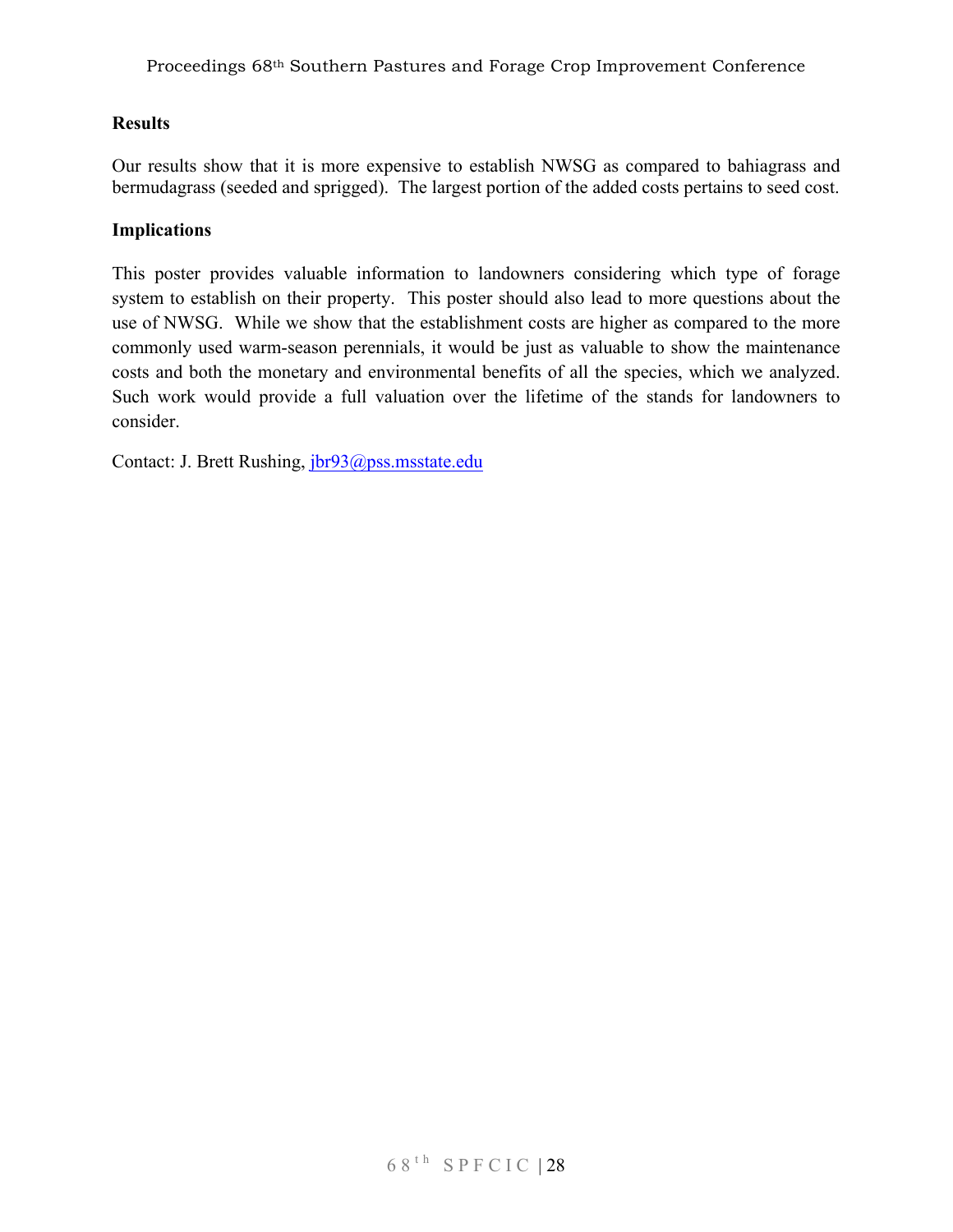## Results

Our results show that it is more expensive to establish NWSG as compared to bahiagrass and bermudagrass (seeded and sprigged). The largest portion of the added costs pertains to seed cost.

## Implications

This poster provides valuable information to landowners considering which type of forage system to establish on their property. This poster should also lead to more questions about the use of NWSG. While we show that the establishment costs are higher as compared to the more commonly used warm-season perennials, it would be just as valuable to show the maintenance costs and both the monetary and environmental benefits of all the species, which we analyzed. Such work would provide a full valuation over the lifetime of the stands for landowners to consider.

Contact: J. Brett Rushing, jbr93@pss.msstate.edu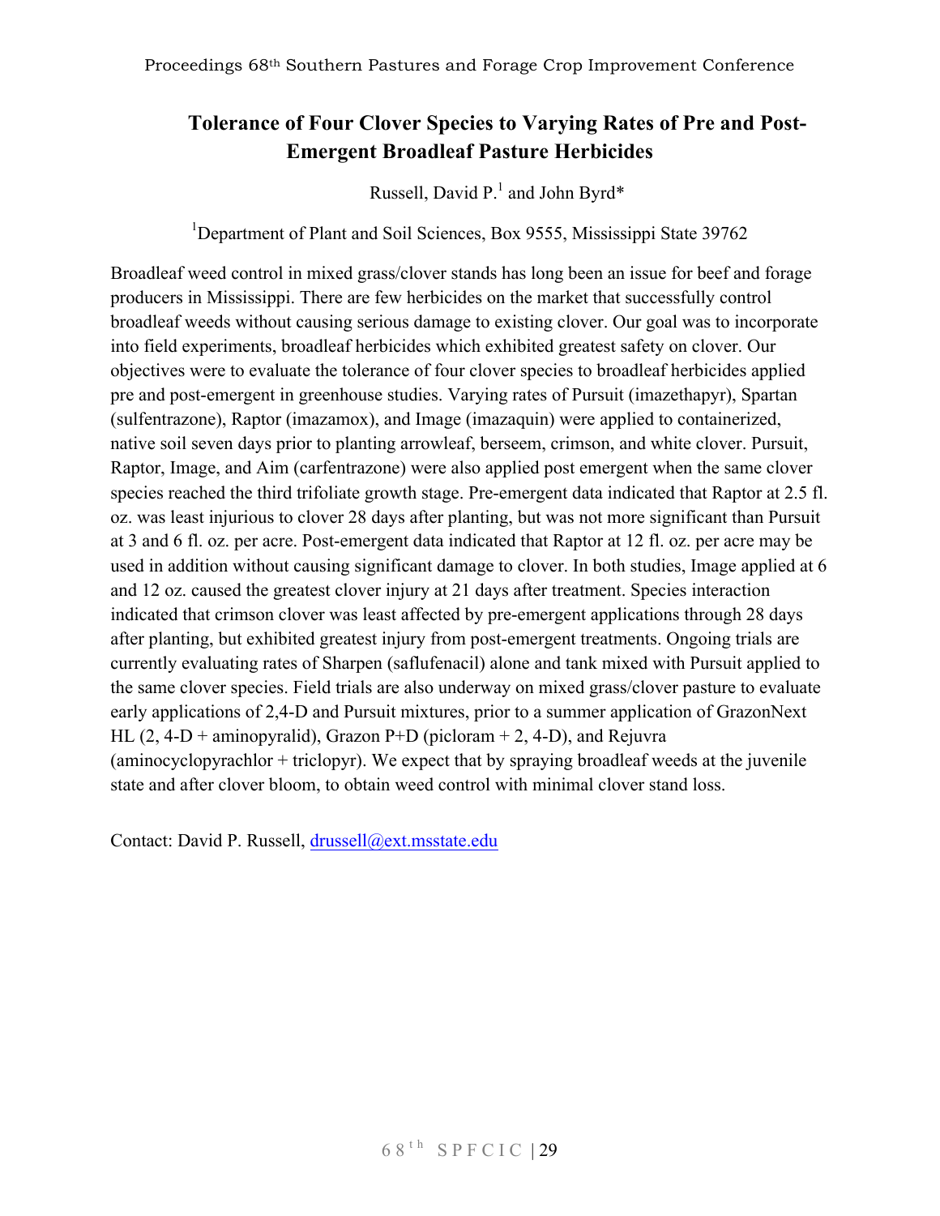# Tolerance of Four Clover Species to Varying Rates of Pre and Post-Emergent Broadleaf Pasture Herbicides

Russell, David P.[1] and John Byrd*

[1]Department of Plant and Soil Sciences, Box 9555, Mississippi State 39762

Broadleaf weed control in mixed grass/clover stands has long been an issue for beef and forage producers in Mississippi. There are few herbicides on the market that successfully control broadleaf weeds without causing serious damage to existing clover. Our goal was to incorporate into field experiments, broadleaf herbicides which exhibited greatest safety on clover. Our objectives were to evaluate the tolerance of four clover species to broadleaf herbicides applied pre and post-emergent in greenhouse studies. Varying rates of Pursuit (imazethapyr), Spartan (sulfentrazone), Raptor (imazamox), and Image (imazaquin) were applied to containerized, native soil seven days prior to planting arrowleaf, berseem, crimson, and white clover. Pursuit, Raptor, Image, and Aim (carfentrazone) were also applied post emergent when the same clover species reached the third trifoliate growth stage. Pre-emergent data indicated that Raptor at 2.5 fl. oz. was least injurious to clover 28 days after planting, but was not more significant than Pursuit at 3 and 6 fl. oz. per acre. Post-emergent data indicated that Raptor at 12 fl. oz. per acre may be used in addition without causing significant damage to clover. In both studies, Image applied at 6 and 12 oz. caused the greatest clover injury at 21 days after treatment. Species interaction indicated that crimson clover was least affected by pre-emergent applications through 28 days after planting, but exhibited greatest injury from post-emergent treatments. Ongoing trials are currently evaluating rates of Sharpen (saflufenacil) alone and tank mixed with Pursuit applied to the same clover species. Field trials are also underway on mixed grass/clover pasture to evaluate early applications of 2,4-D and Pursuit mixtures, prior to a summer application of GrazonNext HL (2, 4-D + aminopyralid), Grazon P+D (picloram + 2, 4-D), and Rejuvra (aminocyclopyrachlor + triclopyr). We expect that by spraying broadleaf weeds at the juvenile state and after clover bloom, to obtain weed control with minimal clover stand loss.

Contact: David P. Russell, drussell@ext.msstate.edu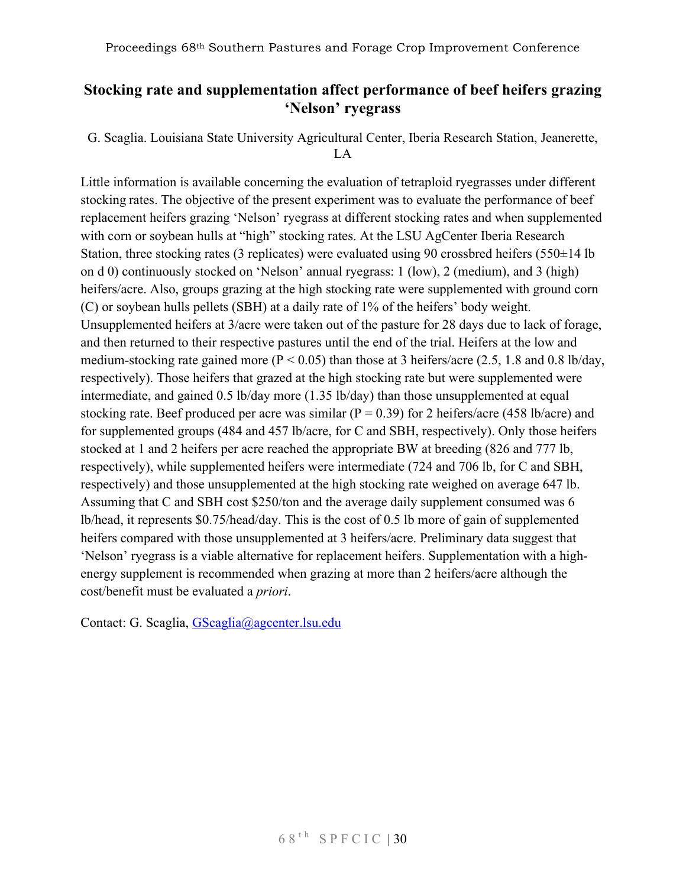## Stocking rate and supplementation affect performance of beef heifers grazing 'Nelson' ryegrass

G. Scaglia. Louisiana State University Agricultural Center, Iberia Research Station, Jeanerette, LA

Little information is available concerning the evaluation of tetraploid ryegrasses under different stocking rates. The objective of the present experiment was to evaluate the performance of beef replacement heifers grazing 'Nelson' ryegrass at different stocking rates and when supplemented with corn or soybean hulls at "high" stocking rates. At the LSU AgCenter Iberia Research Station, three stocking rates (3 replicates) were evaluated using 90 crossbred heifers (550±14 lb on d 0) continuously stocked on 'Nelson' annual ryegrass: 1 (low), 2 (medium), and 3 (high) heifers/acre. Also, groups grazing at the high stocking rate were supplemented with ground corn (C) or soybean hulls pellets (SBH) at a daily rate of 1% of the heifers' body weight. Unsupplemented heifers at 3/acre were taken out of the pasture for 28 days due to lack of forage, and then returned to their respective pastures until the end of the trial. Heifers at the low and medium-stocking rate gained more ($P < 0.05$) than those at 3 heifers/acre (2.5, 1.8 and 0.8 lb/day, respectively). Those heifers that grazed at the high stocking rate but were supplemented were intermediate, and gained 0.5 lb/day more (1.35 lb/day) than those unsupplemented at equal stocking rate. Beef produced per acre was similar ($P = 0.39$) for 2 heifers/acre (458 lb/acre) and for supplemented groups (484 and 457 lb/acre, for C and SBH, respectively). Only those heifers stocked at 1 and 2 heifers per acre reached the appropriate BW at breeding (826 and 777 lb, respectively), while supplemented heifers were intermediate (724 and 706 lb, for C and SBH, respectively) and those unsupplemented at the high stocking rate weighed on average 647 lb. Assuming that C and SBH cost $250/ton and the average daily supplement consumed was 6 lb/head, it represents $0.75/head/day. This is the cost of 0.5 lb more of gain of supplemented heifers compared with those unsupplemented at 3 heifers/acre. Preliminary data suggest that 'Nelson' ryegrass is a viable alternative for replacement heifers. Supplementation with a high-energy supplement is recommended when grazing at more than 2 heifers/acre although the cost/benefit must be evaluated a *priori*.

Contact: G. Scaglia, GScaglia@agcenter.lsu.edu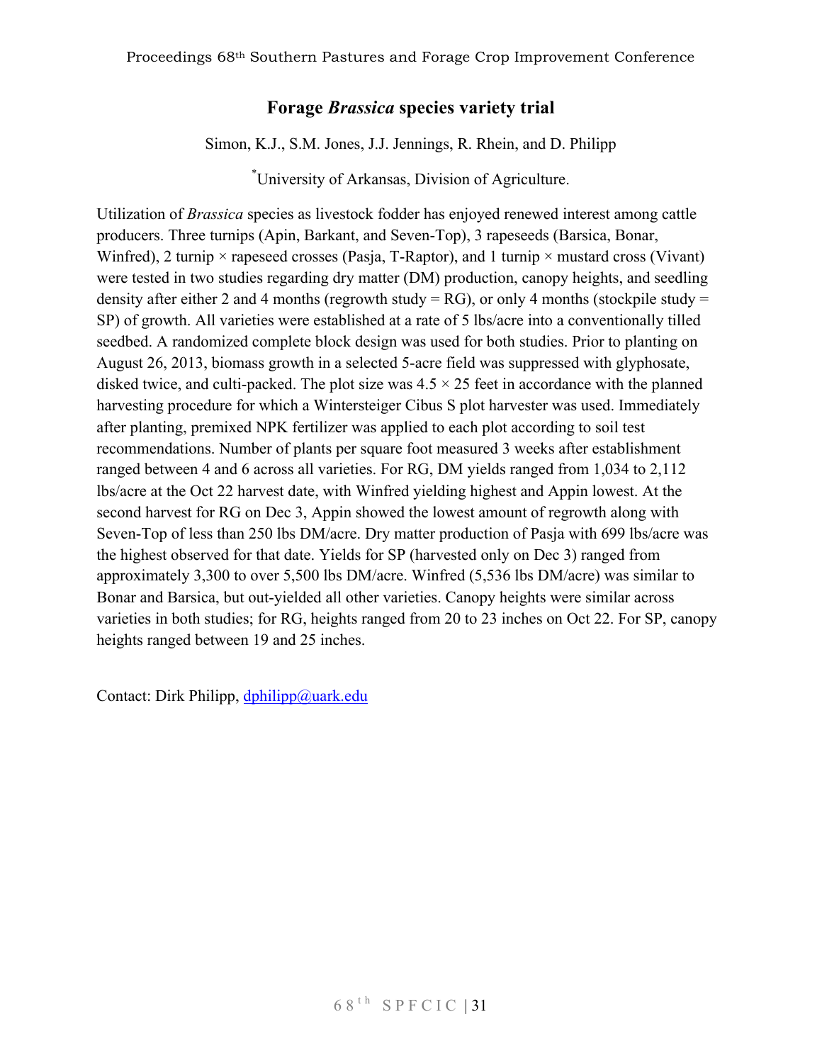# Forage *Brassica* species variety trial

Simon, K.J., S.M. Jones, J.J. Jennings, R. Rhein, and D. Philipp

*University of Arkansas, Division of Agriculture.

Utilization of *Brassica* species as livestock fodder has enjoyed renewed interest among cattle producers. Three turnips (Apin, Barkant, and Seven-Top), 3 rapeseeds (Barsica, Bonar, Winfred), 2 turnip × rapeseed crosses (Pasja, T-Raptor), and 1 turnip × mustard cross (Vivant) were tested in two studies regarding dry matter (DM) production, canopy heights, and seedling density after either 2 and 4 months (regrowth study = RG), or only 4 months (stockpile study = SP) of growth. All varieties were established at a rate of 5 lbs/acre into a conventionally tilled seedbed. A randomized complete block design was used for both studies. Prior to planting on August 26, 2013, biomass growth in a selected 5-acre field was suppressed with glyphosate, disked twice, and culti-packed. The plot size was 4.5 × 25 feet in accordance with the planned harvesting procedure for which a Wintersteiger Cibus S plot harvester was used. Immediately after planting, premixed NPK fertilizer was applied to each plot according to soil test recommendations. Number of plants per square foot measured 3 weeks after establishment ranged between 4 and 6 across all varieties. For RG, DM yields ranged from 1,034 to 2,112 lbs/acre at the Oct 22 harvest date, with Winfred yielding highest and Appin lowest. At the second harvest for RG on Dec 3, Appin showed the lowest amount of regrowth along with Seven-Top of less than 250 lbs DM/acre. Dry matter production of Pasja with 699 lbs/acre was the highest observed for that date. Yields for SP (harvested only on Dec 3) ranged from approximately 3,300 to over 5,500 lbs DM/acre. Winfred (5,536 lbs DM/acre) was similar to Bonar and Barsica, but out-yielded all other varieties. Canopy heights were similar across varieties in both studies; for RG, heights ranged from 20 to 23 inches on Oct 22. For SP, canopy heights ranged between 19 and 25 inches.

Contact: Dirk Philipp, dphilipp@uark.edu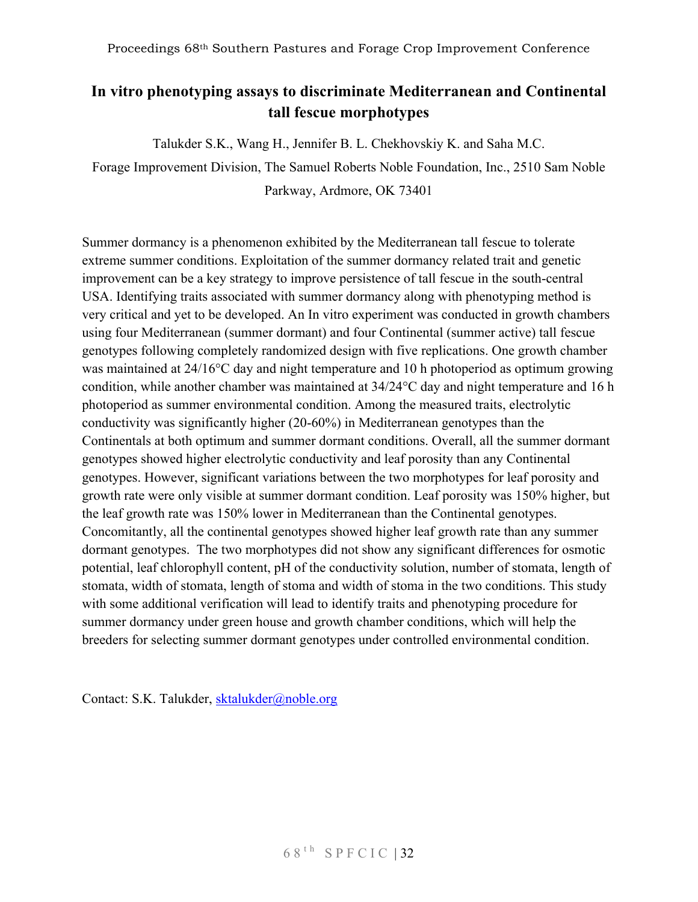# In vitro phenotyping assays to discriminate Mediterranean and Continental tall fescue morphotypes

Talukder S.K., Wang H., Jennifer B. L. Chekhovskiy K. and Saha M.C.

Forage Improvement Division, The Samuel Roberts Noble Foundation, Inc., 2510 Sam Noble Parkway, Ardmore, OK 73401

Summer dormancy is a phenomenon exhibited by the Mediterranean tall fescue to tolerate extreme summer conditions. Exploitation of the summer dormancy related trait and genetic improvement can be a key strategy to improve persistence of tall fescue in the south-central USA. Identifying traits associated with summer dormancy along with phenotyping method is very critical and yet to be developed. An In vitro experiment was conducted in growth chambers using four Mediterranean (summer dormant) and four Continental (summer active) tall fescue genotypes following completely randomized design with five replications. One growth chamber was maintained at 24/16°C day and night temperature and 10 h photoperiod as optimum growing condition, while another chamber was maintained at 34/24°C day and night temperature and 16 h photoperiod as summer environmental condition. Among the measured traits, electrolytic conductivity was significantly higher (20-60%) in Mediterranean genotypes than the Continentals at both optimum and summer dormant conditions. Overall, all the summer dormant genotypes showed higher electrolytic conductivity and leaf porosity than any Continental genotypes. However, significant variations between the two morphotypes for leaf porosity and growth rate were only visible at summer dormant condition. Leaf porosity was 150% higher, but the leaf growth rate was 150% lower in Mediterranean than the Continental genotypes. Concomitantly, all the continental genotypes showed higher leaf growth rate than any summer dormant genotypes. The two morphotypes did not show any significant differences for osmotic potential, leaf chlorophyll content, pH of the conductivity solution, number of stomata, length of stomata, width of stomata, length of stoma and width of stoma in the two conditions. This study with some additional verification will lead to identify traits and phenotyping procedure for summer dormancy under green house and growth chamber conditions, which will help the breeders for selecting summer dormant genotypes under controlled environmental condition.

Contact: S.K. Talukder, sktalukder@noble.org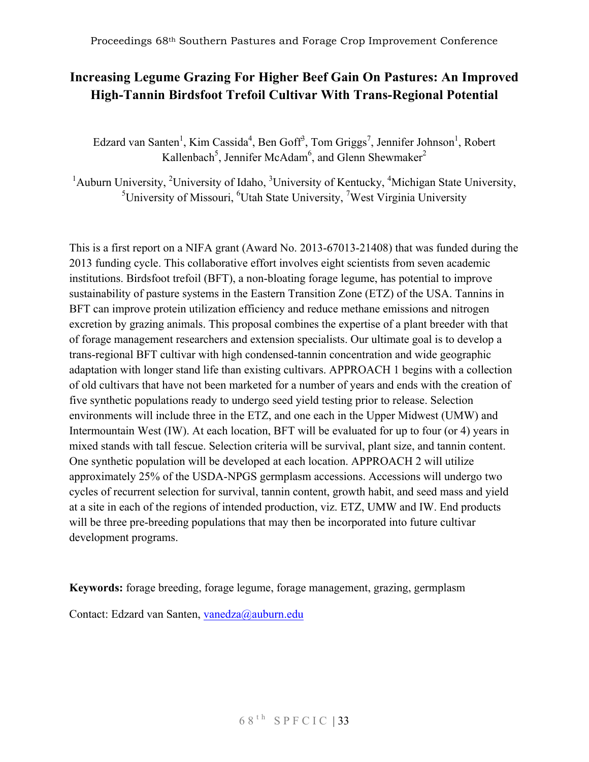# Increasing Legume Grazing For Higher Beef Gain On Pastures: An Improved High-Tannin Birdsfoot Trefoil Cultivar With Trans-Regional Potential

Edzard van Santen[1], Kim Cassida[4], Ben Goff[3], Tom Griggs[7], Jennifer Johnson[1], Robert Kallenbach[5], Jennifer McAdam[6], and Glenn Shewmaker[2]

[1]Auburn University, [2]University of Idaho, [3]University of Kentucky, [4]Michigan State University, [5]University of Missouri, [6]Utah State University, [7]West Virginia University

This is a first report on a NIFA grant (Award No. 2013-67013-21408) that was funded during the 2013 funding cycle. This collaborative effort involves eight scientists from seven academic institutions. Birdsfoot trefoil (BFT), a non-bloating forage legume, has potential to improve sustainability of pasture systems in the Eastern Transition Zone (ETZ) of the USA. Tannins in BFT can improve protein utilization efficiency and reduce methane emissions and nitrogen excretion by grazing animals. This proposal combines the expertise of a plant breeder with that of forage management researchers and extension specialists. Our ultimate goal is to develop a trans-regional BFT cultivar with high condensed-tannin concentration and wide geographic adaptation with longer stand life than existing cultivars. APPROACH 1 begins with a collection of old cultivars that have not been marketed for a number of years and ends with the creation of five synthetic populations ready to undergo seed yield testing prior to release. Selection environments will include three in the ETZ, and one each in the Upper Midwest (UMW) and Intermountain West (IW). At each location, BFT will be evaluated for up to four (or 4) years in mixed stands with tall fescue. Selection criteria will be survival, plant size, and tannin content. One synthetic population will be developed at each location. APPROACH 2 will utilize approximately 25% of the USDA-NPGS germplasm accessions. Accessions will undergo two cycles of recurrent selection for survival, tannin content, growth habit, and seed mass and yield at a site in each of the regions of intended production, viz. ETZ, UMW and IW. End products will be three pre-breeding populations that may then be incorporated into future cultivar development programs.

**Keywords:** forage breeding, forage legume, forage management, grazing, germplasm

Contact: Edzard van Santen, vanedza@auburn.edu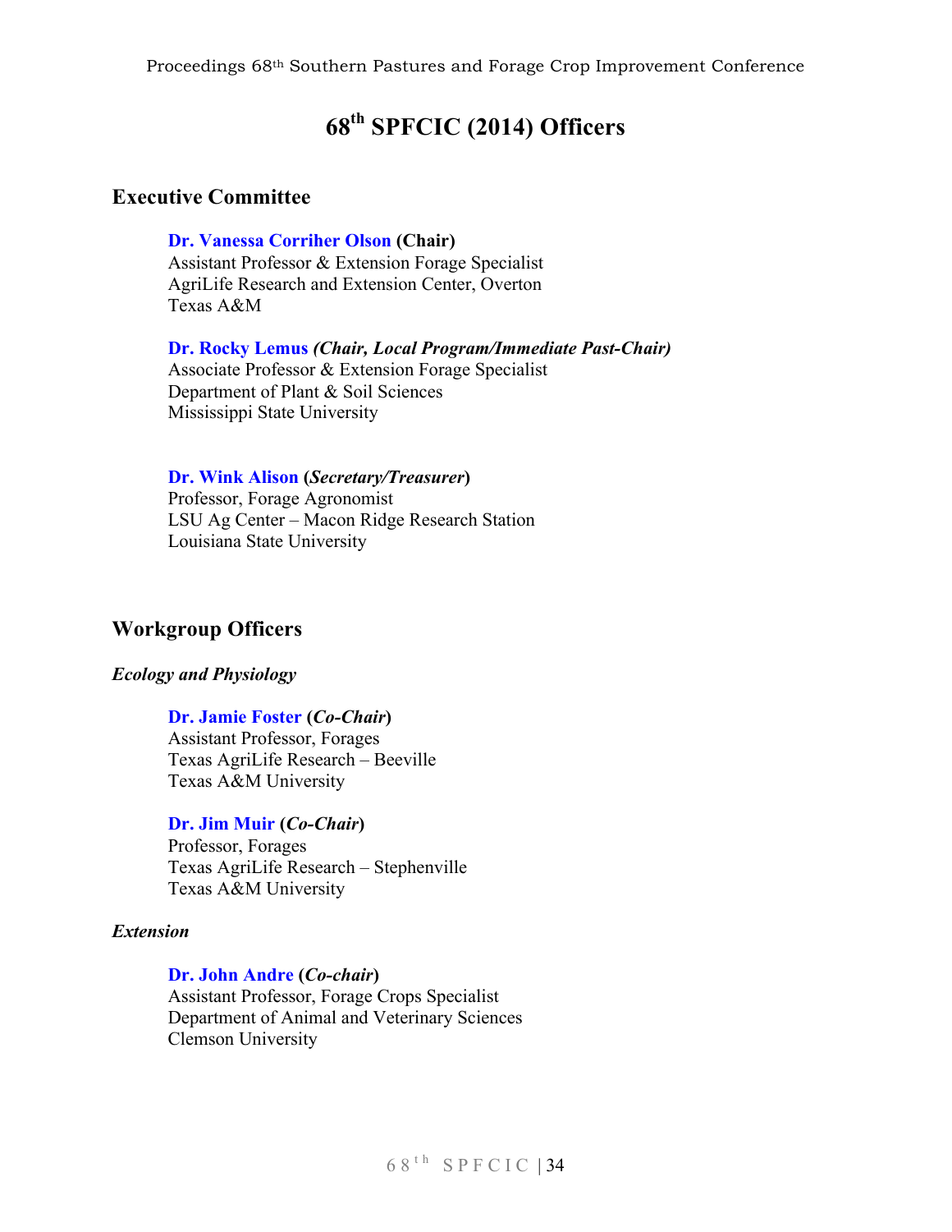# 68th SPFCIC (2014) Officers

## Executive Committee

**Dr. Vanessa Corriher Olson (Chair)**
Assistant Professor & Extension Forage Specialist
AgriLife Research and Extension Center, Overton
Texas A&M

**Dr. Rocky Lemus** ***(Chair, Local Program/Immediate Past-Chair)***
Associate Professor & Extension Forage Specialist
Department of Plant & Soil Sciences
Mississippi State University

**Dr. Wink Alison (*Secretary/Treasurer*)**
Professor, Forage Agronomist
LSU Ag Center – Macon Ridge Research Station
Louisiana State University

## Workgroup Officers

### *Ecology and Physiology*

**Dr. Jamie Foster (*Co-Chair*)**
Assistant Professor, Forages
Texas AgriLife Research – Beeville
Texas A&M University

**Dr. Jim Muir (*Co-Chair*)**
Professor, Forages
Texas AgriLife Research – Stephenville
Texas A&M University

### *Extension*

**Dr. John Andre (*Co-chair*)**
Assistant Professor, Forage Crops Specialist
Department of Animal and Veterinary Sciences
Clemson University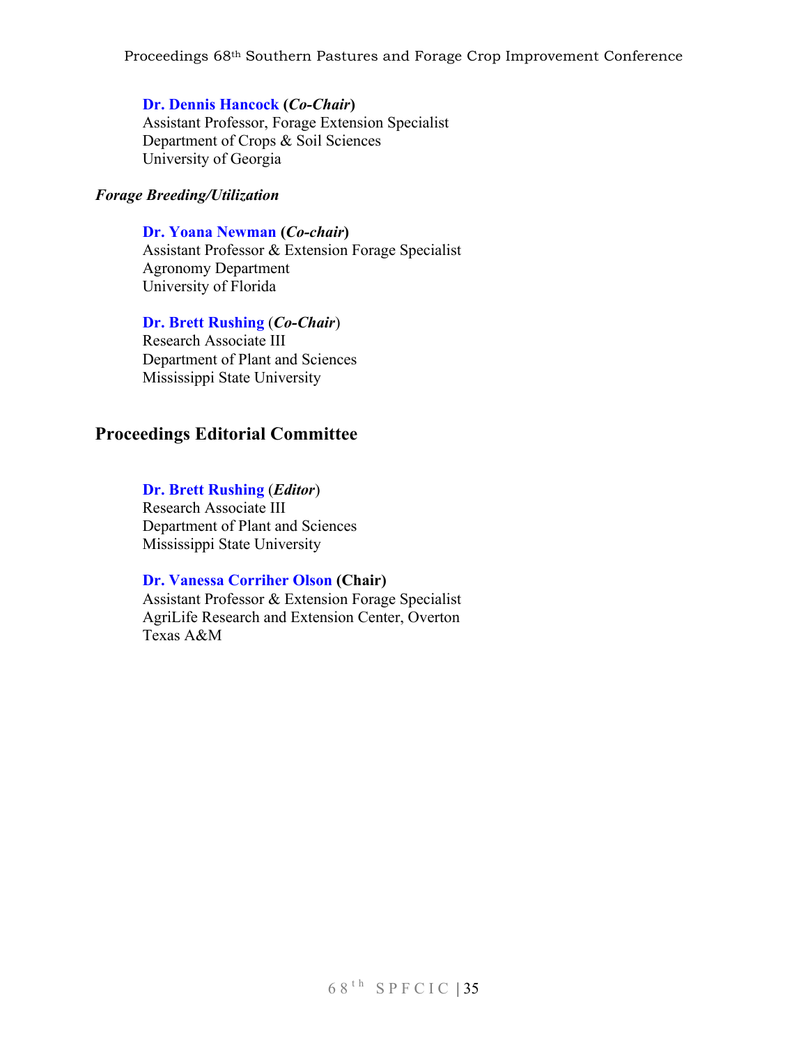**Dr. Dennis Hancock (*Co-Chair*)**
Assistant Professor, Forage Extension Specialist
Department of Crops & Soil Sciences
University of Georgia

***Forage Breeding/Utilization***

**Dr. Yoana Newman (*Co-chair*)**
Assistant Professor & Extension Forage Specialist
Agronomy Department
University of Florida

**Dr. Brett Rushing** (***Co-Chair***)
Research Associate III
Department of Plant and Sciences
Mississippi State University

## Proceedings Editorial Committee

**Dr. Brett Rushing** (***Editor***)
Research Associate III
Department of Plant and Sciences
Mississippi State University

**Dr. Vanessa Corriher Olson (Chair)**
Assistant Professor & Extension Forage Specialist
AgriLife Research and Extension Center, Overton
Texas A&M